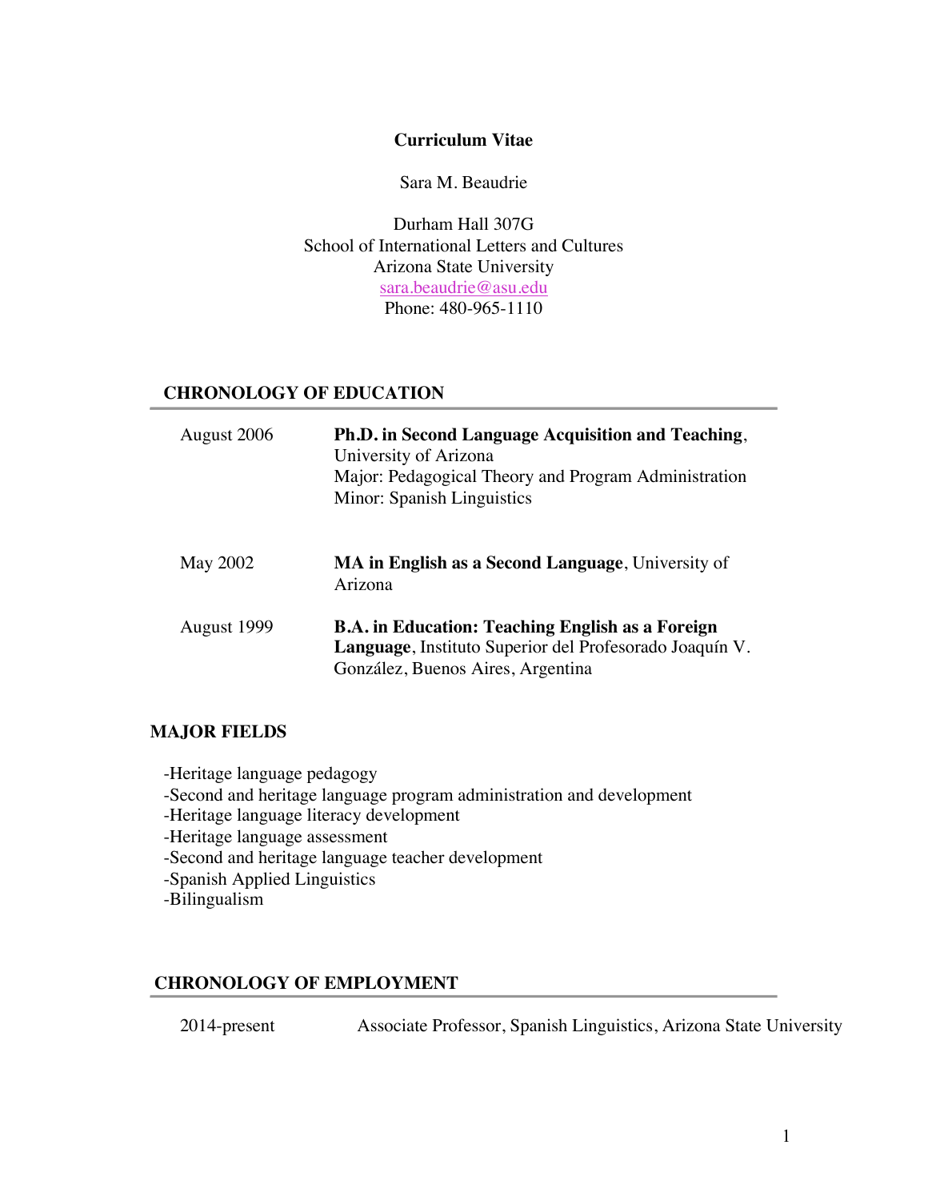# Curriculum Vitae

Sara M. Beaudrie

Durham Hall 307G
School of International Letters and Cultures
Arizona State University
sara.beaudrie@asu.edu
Phone: 480-965-1110

## CHRONOLOGY OF EDUCATION

| | |
|---|---|
| August 2006 | **Ph.D. in Second Language Acquisition and Teaching**, University of Arizona<br>Major: Pedagogical Theory and Program Administration<br>Minor: Spanish Linguistics |
| May 2002 | **MA in English as a Second Language**, University of Arizona |
| August 1999 | **B.A. in Education: Teaching English as a Foreign Language**, Instituto Superior del Profesorado Joaquín V. González, Buenos Aires, Argentina |

## MAJOR FIELDS

-Heritage language pedagogy
-Second and heritage language program administration and development
-Heritage language literacy development
-Heritage language assessment
-Second and heritage language teacher development
-Spanish Applied Linguistics
-Bilingualism

## CHRONOLOGY OF EMPLOYMENT

| | |
|---|---|
| 2014-present | Associate Professor, Spanish Linguistics, Arizona State University |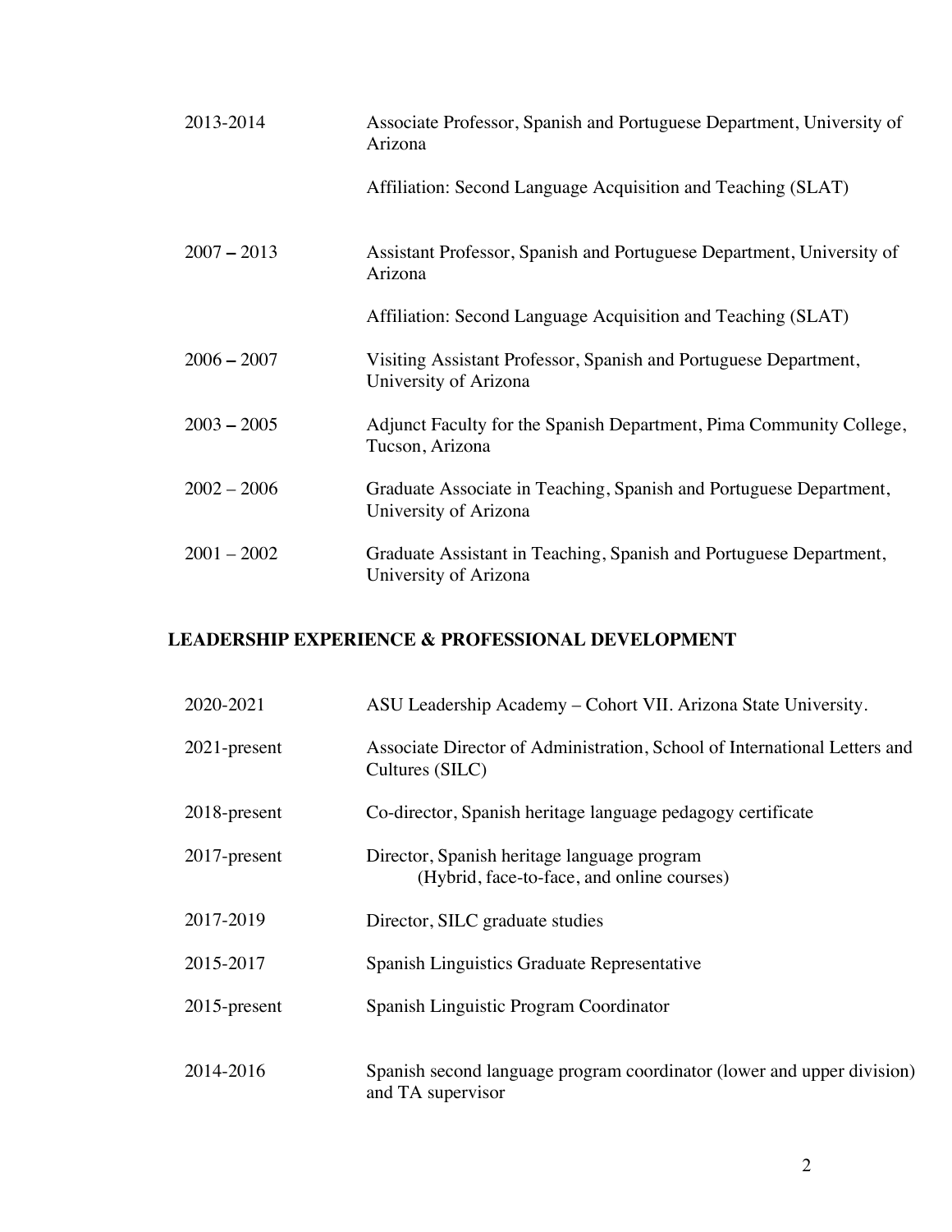2013-2014 Associate Professor, Spanish and Portuguese Department, University of Arizona

Affiliation: Second Language Acquisition and Teaching (SLAT)

2007 – 2013 Assistant Professor, Spanish and Portuguese Department, University of Arizona

Affiliation: Second Language Acquisition and Teaching (SLAT)

2006 – 2007 Visiting Assistant Professor, Spanish and Portuguese Department, University of Arizona

2003 – 2005 Adjunct Faculty for the Spanish Department, Pima Community College, Tucson, Arizona

2002 – 2006 Graduate Associate in Teaching, Spanish and Portuguese Department, University of Arizona

2001 – 2002 Graduate Assistant in Teaching, Spanish and Portuguese Department, University of Arizona

## LEADERSHIP EXPERIENCE & PROFESSIONAL DEVELOPMENT

2020-2021 ASU Leadership Academy – Cohort VII. Arizona State University.

2021-present Associate Director of Administration, School of International Letters and Cultures (SILC)

2018-present Co-director, Spanish heritage language pedagogy certificate

2017-present Director, Spanish heritage language program
(Hybrid, face-to-face, and online courses)

2017-2019 Director, SILC graduate studies

2015-2017 Spanish Linguistics Graduate Representative

2015-present Spanish Linguistic Program Coordinator

2014-2016 Spanish second language program coordinator (lower and upper division) and TA supervisor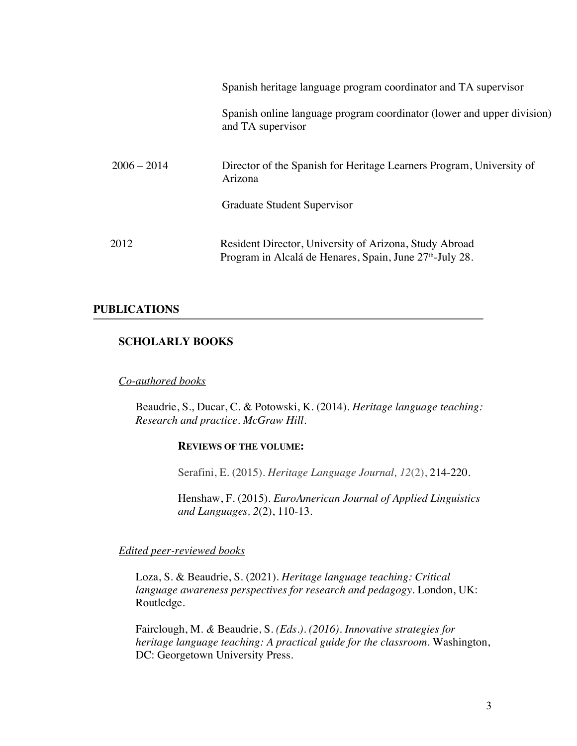Spanish heritage language program coordinator and TA supervisor

Spanish online language program coordinator (lower and upper division) and TA supervisor

2006 – 2014 Director of the Spanish for Heritage Learners Program, University of Arizona

Graduate Student Supervisor

2012 Resident Director, University of Arizona, Study Abroad Program in Alcalá de Henares, Spain, June 27th-July 28.

## PUBLICATIONS

### SCHOLARLY BOOKS

*Co-authored books*

Beaudrie, S., Ducar, C. & Potowski, K. (2014). *Heritage language teaching: Research and practice. McGraw Hill.*

**REVIEWS OF THE VOLUME:**

Serafini, E. (2015). *Heritage Language Journal, 12*(2), 214-220.

Henshaw, F. (2015). *EuroAmerican Journal of Applied Linguistics and Languages, 2*(2), 110-13.

*Edited peer-reviewed books*

Loza, S. & Beaudrie, S. (2021). *Heritage language teaching: Critical language awareness perspectives for research and pedagogy*. London, UK: Routledge.

Fairclough, M. & Beaudrie, S. *(Eds.). (2016). Innovative strategies for heritage language teaching: A practical guide for the classroom*. Washington, DC: Georgetown University Press.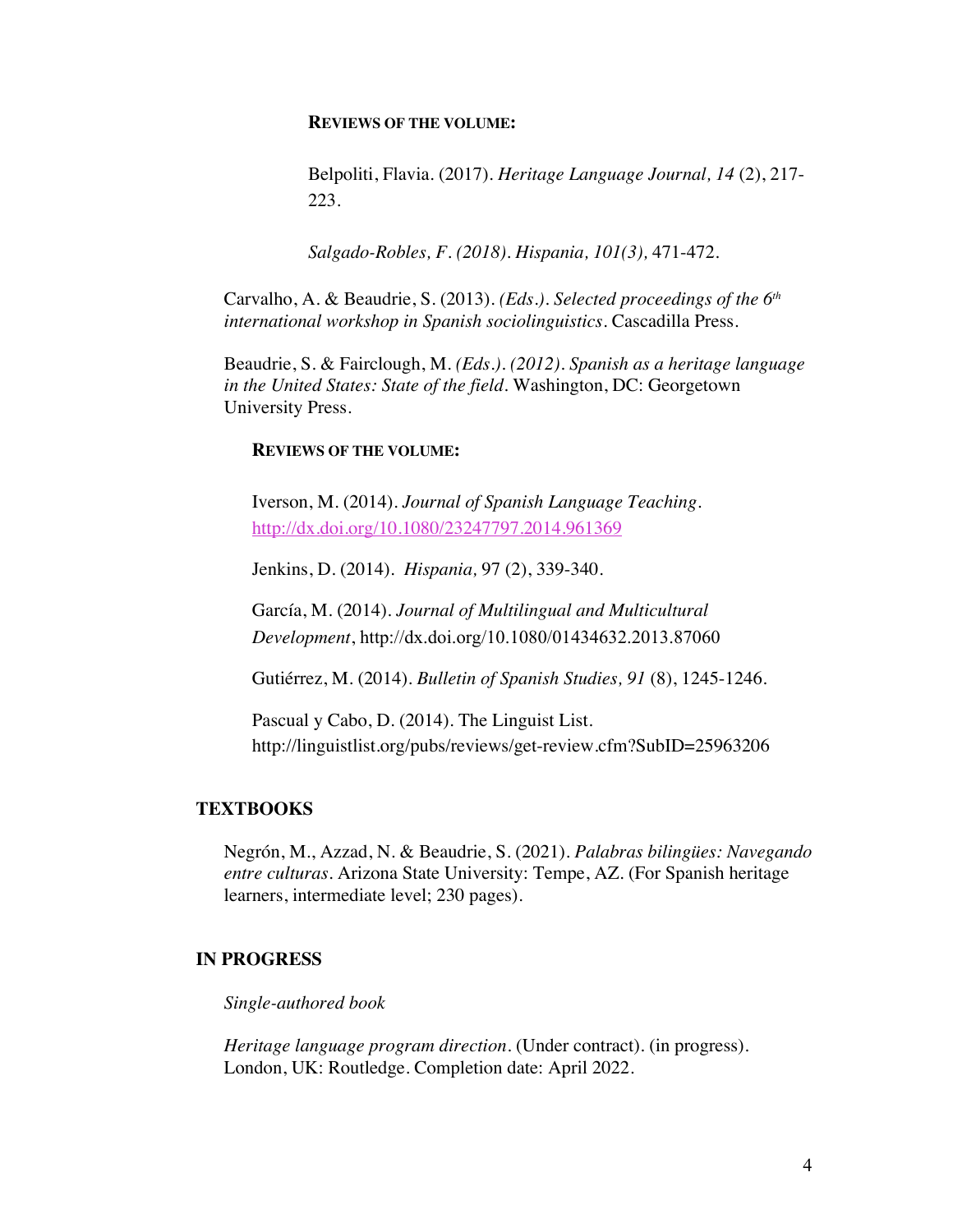**REVIEWS OF THE VOLUME:**

Belpoliti, Flavia. (2017). *Heritage Language Journal, 14* (2), 217-223.

*Salgado-Robles, F. (2018). Hispania, 101(3),* 471-472.

Carvalho, A. & Beaudrie, S. (2013). *(Eds.). Selected proceedings of the 6th international workshop in Spanish sociolinguistics*. Cascadilla Press.

Beaudrie, S. & Fairclough, M. *(Eds.). (2012). Spanish as a heritage language in the United States: State of the field*. Washington, DC: Georgetown University Press.

**REVIEWS OF THE VOLUME:**

Iverson, M. (2014). *Journal of Spanish Language Teaching*. http://dx.doi.org/10.1080/23247797.2014.961369

Jenkins, D. (2014). *Hispania,* 97 (2), 339-340.

García, M. (2014). *Journal of Multilingual and Multicultural Development*, http://dx.doi.org/10.1080/01434632.2013.87060

Gutiérrez, M. (2014). *Bulletin of Spanish Studies, 91* (8), 1245-1246.

Pascual y Cabo, D. (2014). The Linguist List. http://linguistlist.org/pubs/reviews/get-review.cfm?SubID=25963206

## TEXTBOOKS

Negrón, M., Azzad, N. & Beaudrie, S. (2021). *Palabras bilingües: Navegando entre culturas*. Arizona State University: Tempe, AZ. (For Spanish heritage learners, intermediate level; 230 pages).

## IN PROGRESS

*Single-authored book*

*Heritage language program direction*. (Under contract). (in progress). London, UK: Routledge. Completion date: April 2022.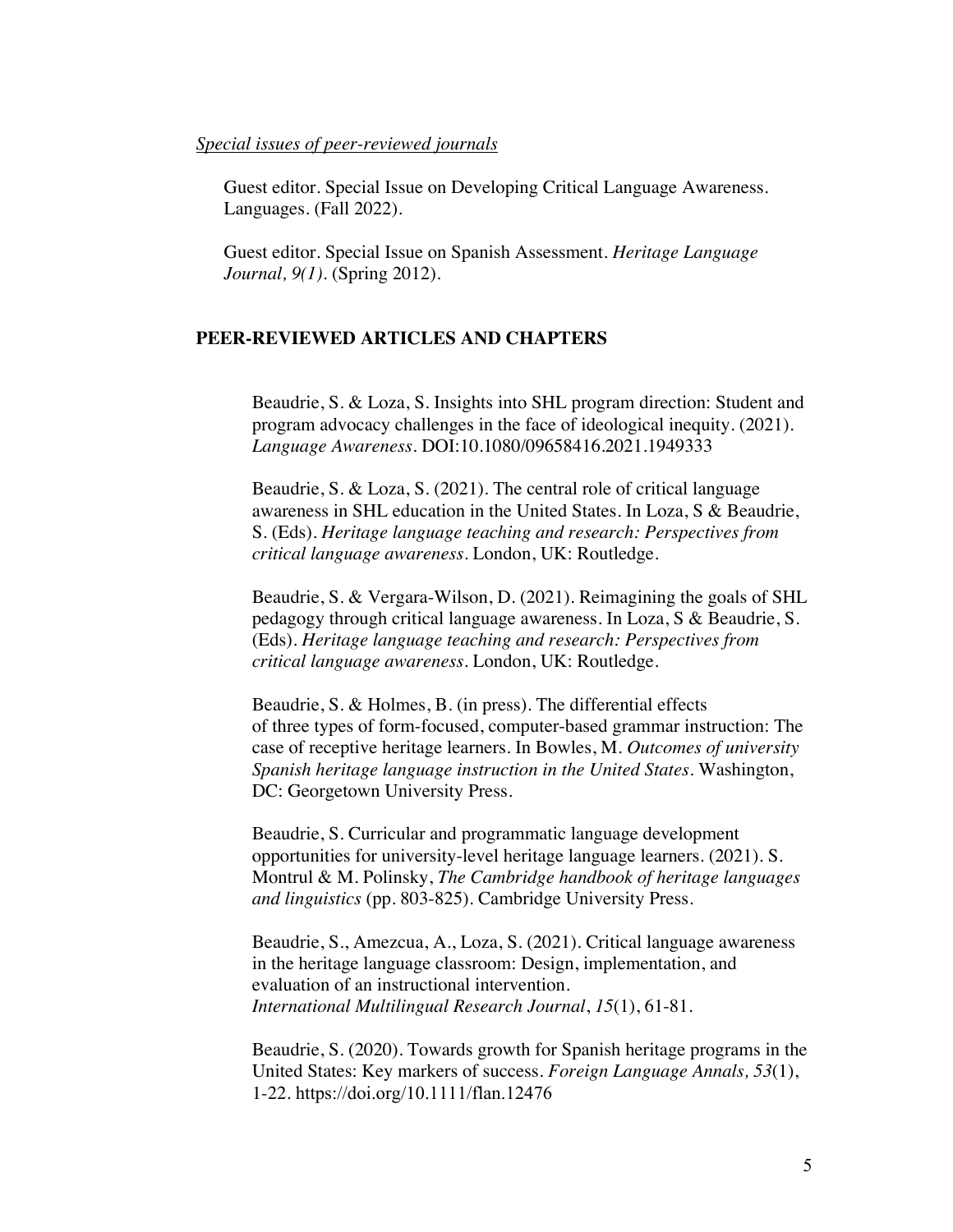*Special issues of peer-reviewed journals*

Guest editor. Special Issue on Developing Critical Language Awareness. Languages. (Fall 2022).

Guest editor. Special Issue on Spanish Assessment. *Heritage Language Journal, 9(1)*. (Spring 2012).

## PEER-REVIEWED ARTICLES AND CHAPTERS

Beaudrie, S. & Loza, S. Insights into SHL program direction: Student and program advocacy challenges in the face of ideological inequity. (2021). *Language Awareness*. DOI:10.1080/09658416.2021.1949333

Beaudrie, S. & Loza, S. (2021). The central role of critical language awareness in SHL education in the United States. In Loza, S & Beaudrie, S. (Eds). *Heritage language teaching and research: Perspectives from critical language awareness*. London, UK: Routledge.

Beaudrie, S. & Vergara-Wilson, D. (2021). Reimagining the goals of SHL pedagogy through critical language awareness. In Loza, S & Beaudrie, S. (Eds). *Heritage language teaching and research: Perspectives from critical language awareness*. London, UK: Routledge.

Beaudrie, S. & Holmes, B. (in press). The differential effects of three types of form-focused, computer-based grammar instruction: The case of receptive heritage learners. In Bowles, M. *Outcomes of university Spanish heritage language instruction in the United States*. Washington, DC: Georgetown University Press.

Beaudrie, S. Curricular and programmatic language development opportunities for university-level heritage language learners. (2021). S. Montrul & M. Polinsky, *The Cambridge handbook of heritage languages and linguistics* (pp. 803-825). Cambridge University Press.

Beaudrie, S., Amezcua, A., Loza, S. (2021). Critical language awareness in the heritage language classroom: Design, implementation, and evaluation of an instructional intervention. *International Multilingual Research Journal*, *15*(1), 61-81.

Beaudrie, S. (2020). Towards growth for Spanish heritage programs in the United States: Key markers of success. *Foreign Language Annals, 53*(1), 1-22. https://doi.org/10.1111/flan.12476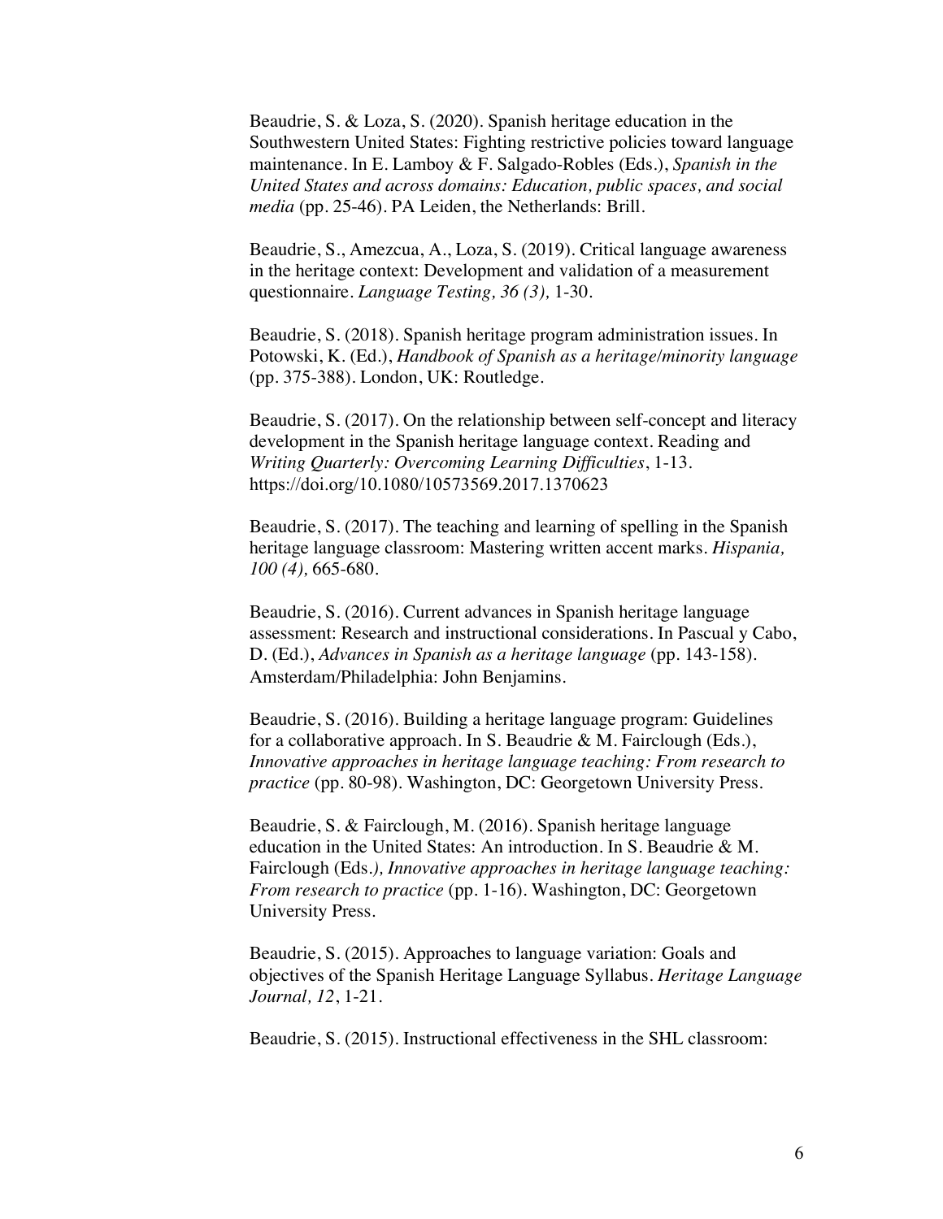Beaudrie, S. & Loza, S. (2020). Spanish heritage education in the Southwestern United States: Fighting restrictive policies toward language maintenance. In E. Lamboy & F. Salgado-Robles (Eds.), *Spanish in the United States and across domains: Education, public spaces, and social media* (pp. 25-46). PA Leiden, the Netherlands: Brill.

Beaudrie, S., Amezcua, A., Loza, S. (2019). Critical language awareness in the heritage context: Development and validation of a measurement questionnaire. *Language Testing, 36 (3),* 1-30.

Beaudrie, S. (2018). Spanish heritage program administration issues. In Potowski, K. (Ed.), *Handbook of Spanish as a heritage/minority language* (pp. 375-388). London, UK: Routledge.

Beaudrie, S. (2017). On the relationship between self-concept and literacy development in the Spanish heritage language context. Reading and *Writing Quarterly: Overcoming Learning Difficulties*, 1-13. https://doi.org/10.1080/10573569.2017.1370623

Beaudrie, S. (2017). The teaching and learning of spelling in the Spanish heritage language classroom: Mastering written accent marks. *Hispania, 100 (4),* 665-680.

Beaudrie, S. (2016). Current advances in Spanish heritage language assessment: Research and instructional considerations. In Pascual y Cabo, D. (Ed.), *Advances in Spanish as a heritage language* (pp. 143-158). Amsterdam/Philadelphia: John Benjamins.

Beaudrie, S. (2016). Building a heritage language program: Guidelines for a collaborative approach. In S. Beaudrie & M. Fairclough (Eds.), *Innovative approaches in heritage language teaching: From research to practice* (pp. 80-98). Washington, DC: Georgetown University Press.

Beaudrie, S. & Fairclough, M. (2016). Spanish heritage language education in the United States: An introduction. In S. Beaudrie & M. Fairclough (Eds.*), Innovative approaches in heritage language teaching: From research to practice* (pp. 1-16). Washington, DC: Georgetown University Press.

Beaudrie, S. (2015). Approaches to language variation: Goals and objectives of the Spanish Heritage Language Syllabus. *Heritage Language Journal, 12*, 1-21.

Beaudrie, S. (2015). Instructional effectiveness in the SHL classroom: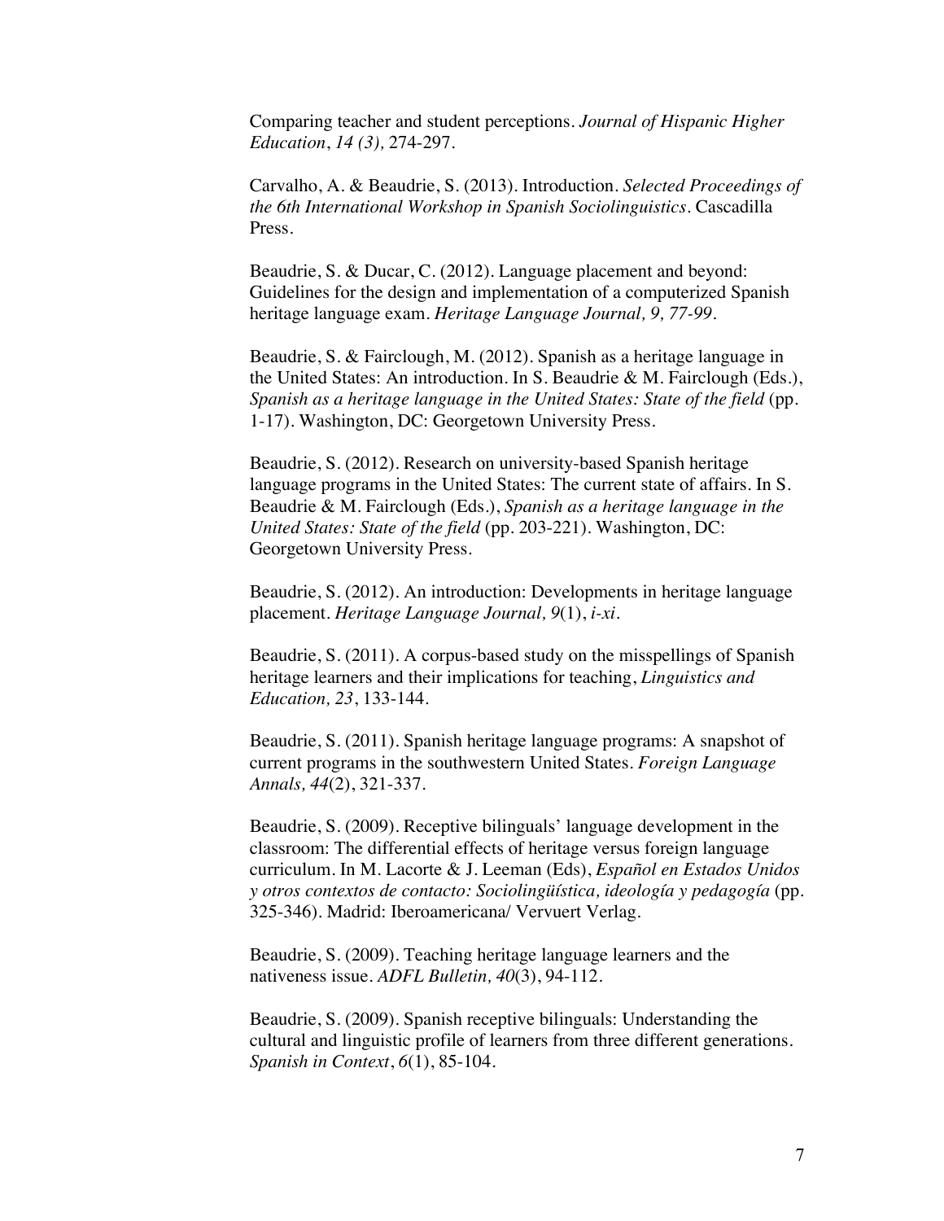Comparing teacher and student perceptions. *Journal of Hispanic Higher Education*, *14 (3),* 274-297.

Carvalho, A. & Beaudrie, S. (2013). Introduction. *Selected Proceedings of the 6th International Workshop in Spanish Sociolinguistics*. Cascadilla Press.

Beaudrie, S. & Ducar, C. (2012). Language placement and beyond: Guidelines for the design and implementation of a computerized Spanish heritage language exam. *Heritage Language Journal, 9, 77-99*.

Beaudrie, S. & Fairclough, M. (2012). Spanish as a heritage language in the United States: An introduction. In S. Beaudrie & M. Fairclough (Eds.), *Spanish as a heritage language in the United States: State of the field* (pp. 1-17). Washington, DC: Georgetown University Press.

Beaudrie, S. (2012). Research on university-based Spanish heritage language programs in the United States: The current state of affairs. In S. Beaudrie & M. Fairclough (Eds.), *Spanish as a heritage language in the United States: State of the field* (pp. 203-221). Washington, DC: Georgetown University Press.

Beaudrie, S. (2012). An introduction: Developments in heritage language placement. *Heritage Language Journal, 9*(1), *i-xi*.

Beaudrie, S. (2011). A corpus-based study on the misspellings of Spanish heritage learners and their implications for teaching, *Linguistics and Education, 23*, 133-144.

Beaudrie, S. (2011). Spanish heritage language programs: A snapshot of current programs in the southwestern United States. *Foreign Language Annals, 44*(2), 321-337.

Beaudrie, S. (2009). Receptive bilinguals' language development in the classroom: The differential effects of heritage versus foreign language curriculum. In M. Lacorte & J. Leeman (Eds), *Español en Estados Unidos y otros contextos de contacto: Sociolingüística, ideología y pedagogía* (pp. 325-346). Madrid: Iberoamericana/ Vervuert Verlag.

Beaudrie, S. (2009). Teaching heritage language learners and the nativeness issue. *ADFL Bulletin, 40*(3), 94-112.

Beaudrie, S. (2009). Spanish receptive bilinguals: Understanding the cultural and linguistic profile of learners from three different generations. *Spanish in Context*, *6*(1), 85-104.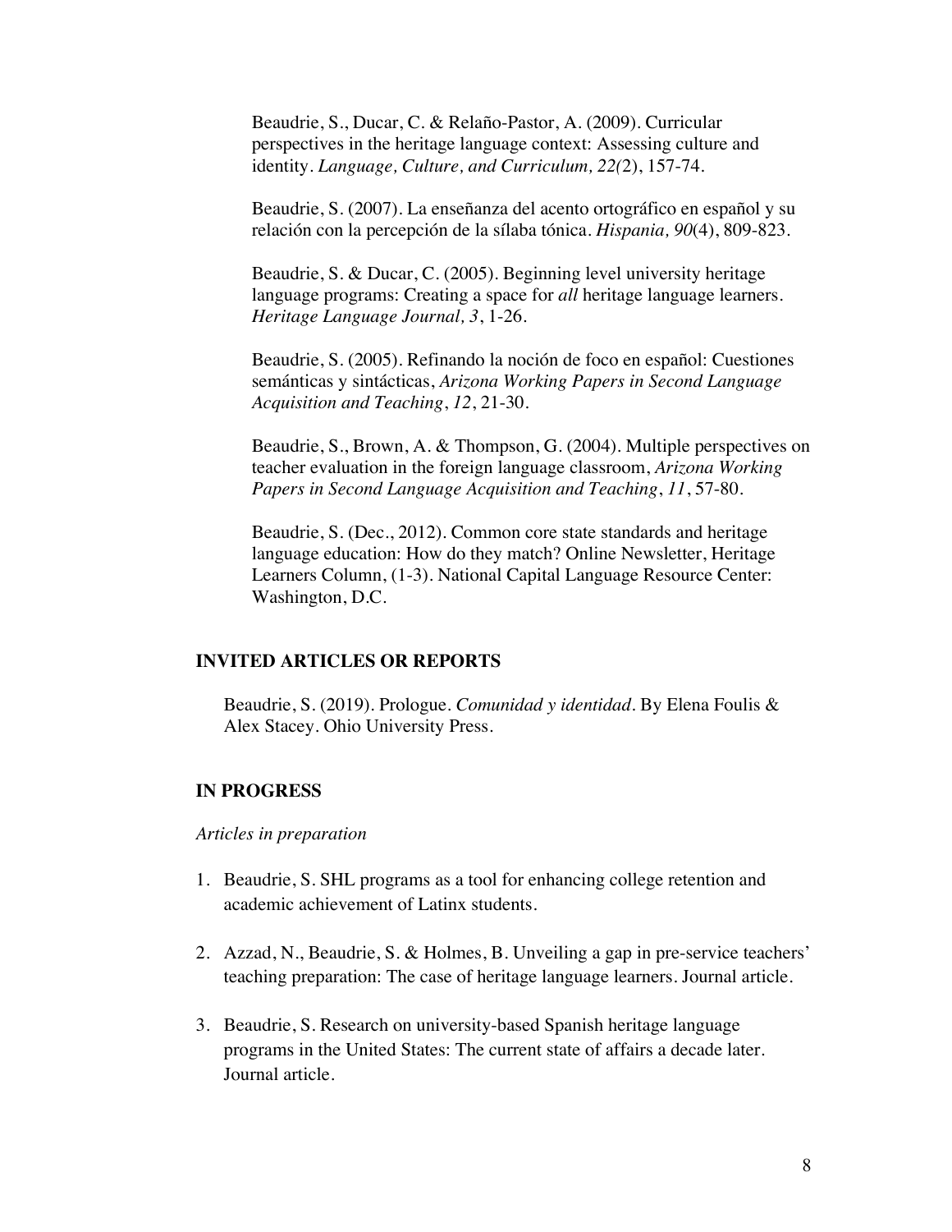Beaudrie, S., Ducar, C. & Relaño-Pastor, A. (2009). Curricular perspectives in the heritage language context: Assessing culture and identity. *Language, Culture, and Curriculum, 22(*2), 157-74.

Beaudrie, S. (2007). La enseñanza del acento ortográfico en español y su relación con la percepción de la sílaba tónica. *Hispania, 90*(4), 809-823.

Beaudrie, S. & Ducar, C. (2005). Beginning level university heritage language programs: Creating a space for *all* heritage language learners. *Heritage Language Journal, 3*, 1-26.

Beaudrie, S. (2005). Refinando la noción de foco en español: Cuestiones semánticas y sintácticas, *Arizona Working Papers in Second Language Acquisition and Teaching*, *12*, 21-30.

Beaudrie, S., Brown, A. & Thompson, G. (2004). Multiple perspectives on teacher evaluation in the foreign language classroom, *Arizona Working Papers in Second Language Acquisition and Teaching*, *11*, 57-80.

Beaudrie, S. (Dec., 2012). Common core state standards and heritage language education: How do they match? Online Newsletter, Heritage Learners Column, (1-3). National Capital Language Resource Center: Washington, D.C.

## INVITED ARTICLES OR REPORTS

Beaudrie, S. (2019). Prologue. *Comunidad y identidad*. By Elena Foulis & Alex Stacey. Ohio University Press.

## IN PROGRESS

*Articles in preparation*

1. Beaudrie, S. SHL programs as a tool for enhancing college retention and academic achievement of Latinx students.

2. Azzad, N., Beaudrie, S. & Holmes, B. Unveiling a gap in pre-service teachers' teaching preparation: The case of heritage language learners. Journal article.

3. Beaudrie, S. Research on university-based Spanish heritage language programs in the United States: The current state of affairs a decade later. Journal article.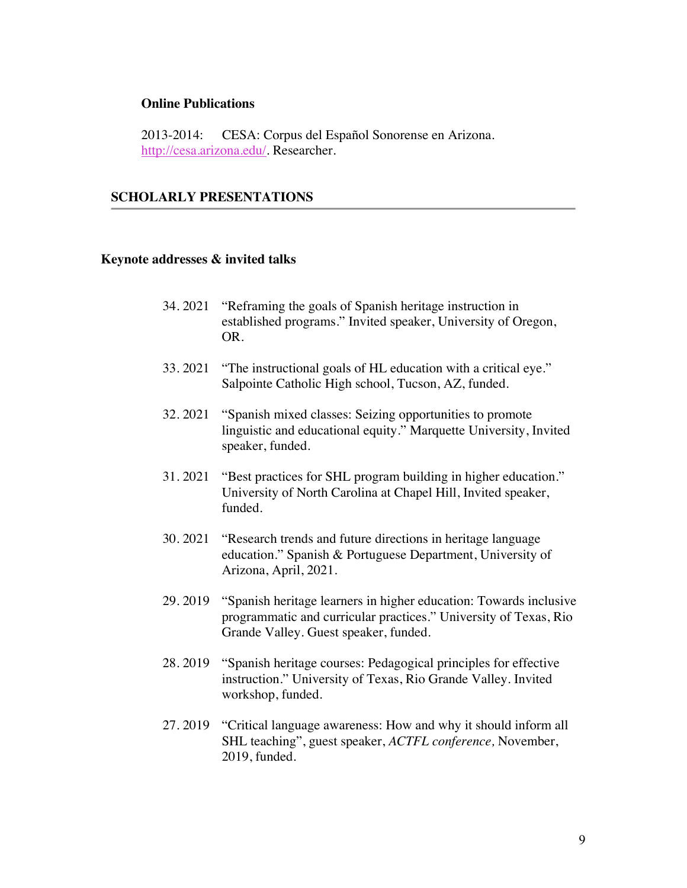### Online Publications

2013-2014: CESA: Corpus del Español Sonorense en Arizona. http://cesa.arizona.edu/. Researcher.

## SCHOLARLY PRESENTATIONS

### Keynote addresses & invited talks

34. 2021 "Reframing the goals of Spanish heritage instruction in established programs." Invited speaker, University of Oregon, OR.

33. 2021 "The instructional goals of HL education with a critical eye." Salpointe Catholic High school, Tucson, AZ, funded.

32. 2021 "Spanish mixed classes: Seizing opportunities to promote linguistic and educational equity." Marquette University, Invited speaker, funded.

31. 2021 "Best practices for SHL program building in higher education." University of North Carolina at Chapel Hill, Invited speaker, funded.

30. 2021 "Research trends and future directions in heritage language education." Spanish & Portuguese Department, University of Arizona, April, 2021.

29. 2019 "Spanish heritage learners in higher education: Towards inclusive programmatic and curricular practices." University of Texas, Rio Grande Valley. Guest speaker, funded.

28. 2019 "Spanish heritage courses: Pedagogical principles for effective instruction." University of Texas, Rio Grande Valley. Invited workshop, funded.

27. 2019 "Critical language awareness: How and why it should inform all SHL teaching", guest speaker, *ACTFL conference,* November, 2019, funded.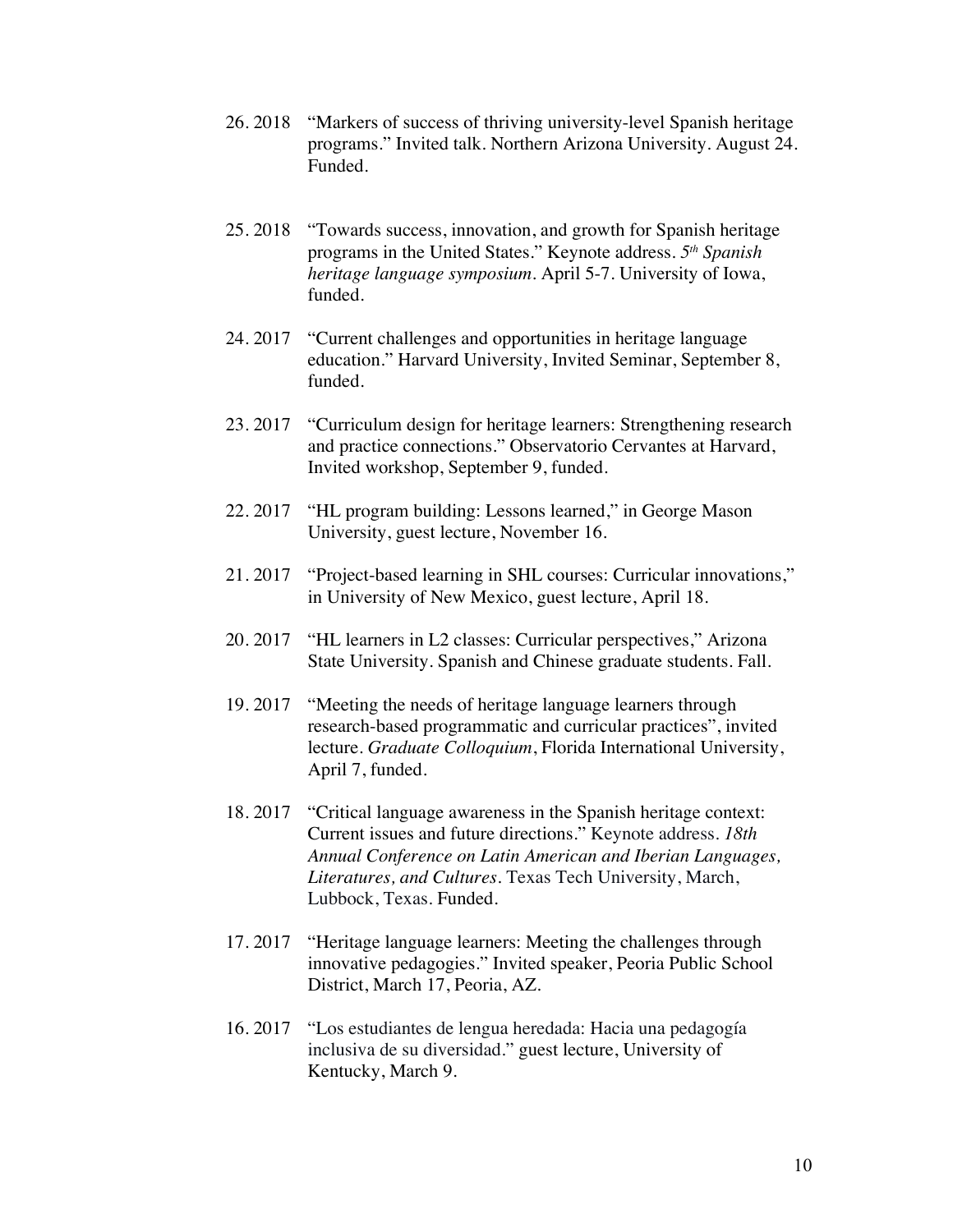26. 2018 "Markers of success of thriving university-level Spanish heritage programs." Invited talk. Northern Arizona University. August 24. Funded.

25. 2018 "Towards success, innovation, and growth for Spanish heritage programs in the United States." Keynote address. *5th Spanish heritage language symposium*. April 5-7. University of Iowa, funded.

24. 2017 "Current challenges and opportunities in heritage language education." Harvard University, Invited Seminar, September 8, funded.

23. 2017 "Curriculum design for heritage learners: Strengthening research and practice connections." Observatorio Cervantes at Harvard, Invited workshop, September 9, funded.

22. 2017 "HL program building: Lessons learned," in George Mason University, guest lecture, November 16.

21. 2017 "Project-based learning in SHL courses: Curricular innovations," in University of New Mexico, guest lecture, April 18.

20. 2017 "HL learners in L2 classes: Curricular perspectives," Arizona State University. Spanish and Chinese graduate students. Fall.

19. 2017 "Meeting the needs of heritage language learners through research-based programmatic and curricular practices", invited lecture. *Graduate Colloquium*, Florida International University, April 7, funded.

18. 2017 "Critical language awareness in the Spanish heritage context: Current issues and future directions." Keynote address. *18th Annual Conference on Latin American and Iberian Languages, Literatures, and Cultures*. Texas Tech University, March, Lubbock, Texas. Funded.

17. 2017 "Heritage language learners: Meeting the challenges through innovative pedagogies." Invited speaker, Peoria Public School District, March 17, Peoria, AZ.

16. 2017 "Los estudiantes de lengua heredada: Hacia una pedagogía inclusiva de su diversidad." guest lecture, University of Kentucky, March 9.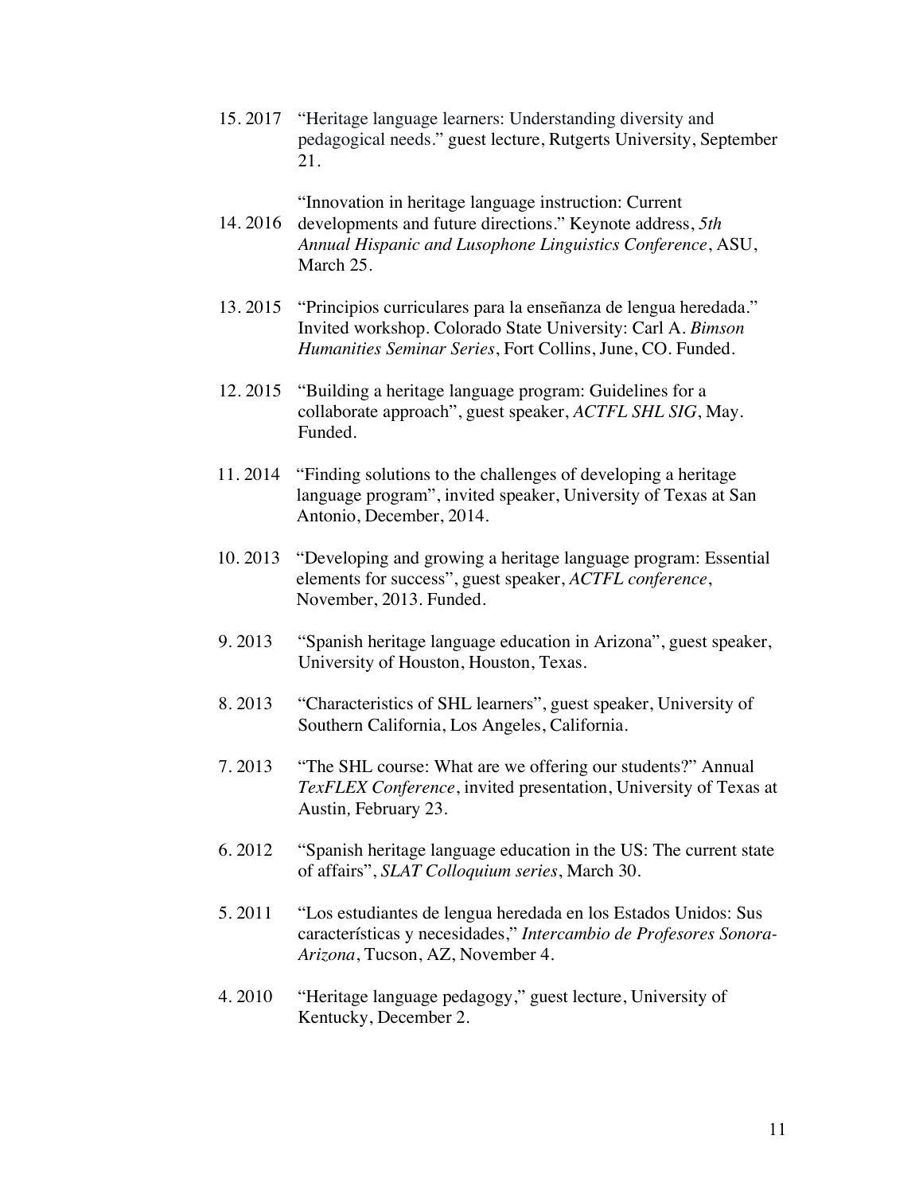15. 2017 "Heritage language learners: Understanding diversity and pedagogical needs." guest lecture, Rutgerts University, September 21.

14. 2016 "Innovation in heritage language instruction: Current developments and future directions." Keynote address, *5th Annual Hispanic and Lusophone Linguistics Conference*, ASU, March 25.

13. 2015 "Principios curriculares para la enseñanza de lengua heredada." Invited workshop. Colorado State University: Carl A. *Bimson Humanities Seminar Series*, Fort Collins, June, CO. Funded.

12. 2015 "Building a heritage language program: Guidelines for a collaborate approach", guest speaker, *ACTFL SHL SIG*, May. Funded.

11. 2014 "Finding solutions to the challenges of developing a heritage language program", invited speaker, University of Texas at San Antonio, December, 2014.

10. 2013 "Developing and growing a heritage language program: Essential elements for success", guest speaker, *ACTFL conference*, November, 2013. Funded.

9. 2013 "Spanish heritage language education in Arizona", guest speaker, University of Houston, Houston, Texas.

8. 2013 "Characteristics of SHL learners", guest speaker, University of Southern California, Los Angeles, California.

7. 2013 "The SHL course: What are we offering our students?" Annual *TexFLEX Conference*, invited presentation, University of Texas at Austin, February 23.

6. 2012 "Spanish heritage language education in the US: The current state of affairs", *SLAT Colloquium series*, March 30.

5. 2011 "Los estudiantes de lengua heredada en los Estados Unidos: Sus características y necesidades," *Intercambio de Profesores Sonora-Arizona*, Tucson, AZ, November 4.

4. 2010 "Heritage language pedagogy," guest lecture, University of Kentucky, December 2.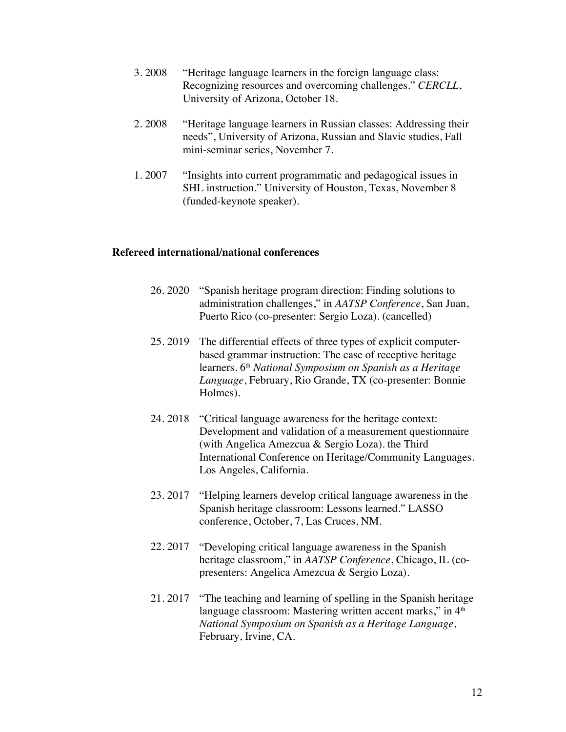3. 2008 "Heritage language learners in the foreign language class: Recognizing resources and overcoming challenges." *CERCLL*, University of Arizona, October 18.

2. 2008 "Heritage language learners in Russian classes: Addressing their needs", University of Arizona, Russian and Slavic studies, Fall mini-seminar series, November 7.

1. 2007 "Insights into current programmatic and pedagogical issues in SHL instruction." University of Houston, Texas, November 8 (funded-keynote speaker).

**Refereed international/national conferences**

26. 2020 "Spanish heritage program direction: Finding solutions to administration challenges," in *AATSP Conference*, San Juan, Puerto Rico (co-presenter: Sergio Loza). (cancelled)

25. 2019 The differential effects of three types of explicit computer-based grammar instruction: The case of receptive heritage learners. 6th *National Symposium on Spanish as a Heritage Language*, February, Rio Grande, TX (co-presenter: Bonnie Holmes).

24. 2018 "Critical language awareness for the heritage context: Development and validation of a measurement questionnaire (with Angelica Amezcua & Sergio Loza). the Third International Conference on Heritage/Community Languages. Los Angeles, California.

23. 2017 "Helping learners develop critical language awareness in the Spanish heritage classroom: Lessons learned." LASSO conference, October, 7, Las Cruces, NM.

22. 2017 "Developing critical language awareness in the Spanish heritage classroom," in *AATSP Conference*, Chicago, IL (co-presenters: Angelica Amezcua & Sergio Loza).

21. 2017 "The teaching and learning of spelling in the Spanish heritage language classroom: Mastering written accent marks," in 4th *National Symposium on Spanish as a Heritage Language*, February, Irvine, CA.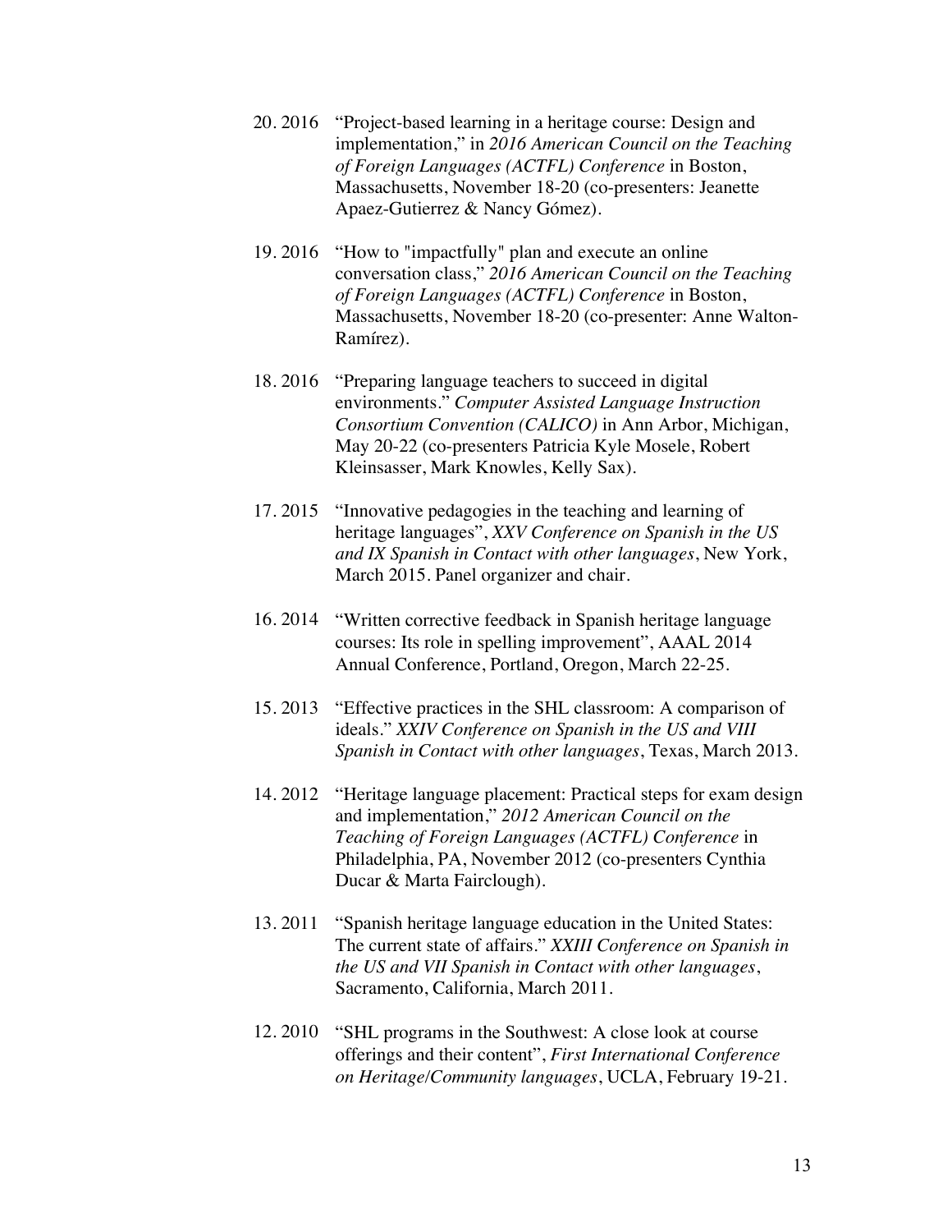20. 2016 "Project-based learning in a heritage course: Design and implementation," in *2016 American Council on the Teaching of Foreign Languages (ACTFL) Conference* in Boston, Massachusetts, November 18-20 (co-presenters: Jeanette Apaez-Gutierrez & Nancy Gómez).

19. 2016 "How to "impactfully" plan and execute an online conversation class," *2016 American Council on the Teaching of Foreign Languages (ACTFL) Conference* in Boston, Massachusetts, November 18-20 (co-presenter: Anne Walton-Ramírez).

18. 2016 "Preparing language teachers to succeed in digital environments." *Computer Assisted Language Instruction Consortium Convention (CALICO)* in Ann Arbor, Michigan, May 20-22 (co-presenters Patricia Kyle Mosele, Robert Kleinsasser, Mark Knowles, Kelly Sax).

17. 2015 "Innovative pedagogies in the teaching and learning of heritage languages", *XXV Conference on Spanish in the US and IX Spanish in Contact with other languages*, New York, March 2015. Panel organizer and chair.

16. 2014 "Written corrective feedback in Spanish heritage language courses: Its role in spelling improvement", AAAL 2014 Annual Conference, Portland, Oregon, March 22-25.

15. 2013 "Effective practices in the SHL classroom: A comparison of ideals." *XXIV Conference on Spanish in the US and VIII Spanish in Contact with other languages*, Texas, March 2013.

14. 2012 "Heritage language placement: Practical steps for exam design and implementation," *2012 American Council on the Teaching of Foreign Languages (ACTFL) Conference* in Philadelphia, PA, November 2012 (co-presenters Cynthia Ducar & Marta Fairclough).

13. 2011 "Spanish heritage language education in the United States: The current state of affairs." *XXIII Conference on Spanish in the US and VII Spanish in Contact with other languages*, Sacramento, California, March 2011.

12. 2010 "SHL programs in the Southwest: A close look at course offerings and their content", *First International Conference on Heritage/Community languages*, UCLA, February 19-21.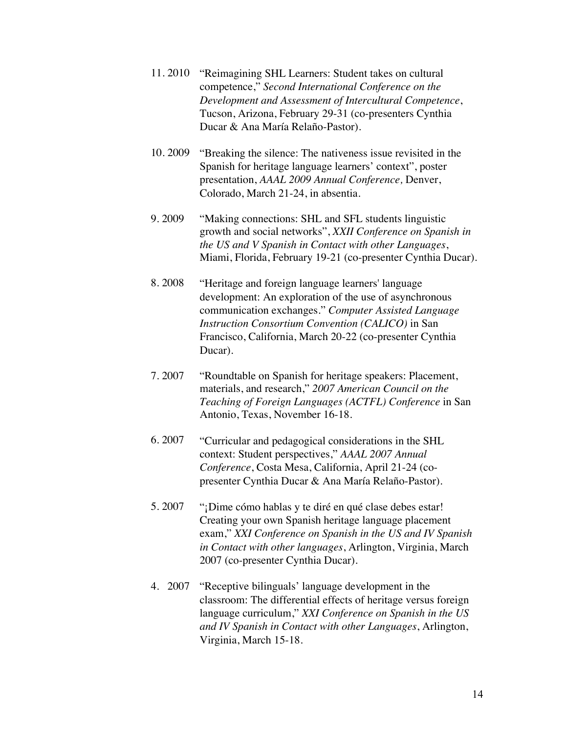11. 2010 "Reimagining SHL Learners: Student takes on cultural competence," *Second International Conference on the Development and Assessment of Intercultural Competence*, Tucson, Arizona, February 29-31 (co-presenters Cynthia Ducar & Ana María Relaño-Pastor).

10. 2009 "Breaking the silence: The nativeness issue revisited in the Spanish for heritage language learners' context", poster presentation, *AAAL 2009 Annual Conference,* Denver, Colorado, March 21-24, in absentia.

9. 2009 "Making connections: SHL and SFL students linguistic growth and social networks", *XXII Conference on Spanish in the US and V Spanish in Contact with other Languages*, Miami, Florida, February 19-21 (co-presenter Cynthia Ducar).

8. 2008 "Heritage and foreign language learners' language development: An exploration of the use of asynchronous communication exchanges." *Computer Assisted Language Instruction Consortium Convention (CALICO)* in San Francisco, California, March 20-22 (co-presenter Cynthia Ducar).

7. 2007 "Roundtable on Spanish for heritage speakers: Placement, materials, and research," *2007 American Council on the Teaching of Foreign Languages (ACTFL) Conference* in San Antonio, Texas, November 16-18.

6. 2007 "Curricular and pedagogical considerations in the SHL context: Student perspectives," *AAAL 2007 Annual Conference*, Costa Mesa, California, April 21-24 (co-presenter Cynthia Ducar & Ana María Relaño-Pastor).

5. 2007 "¡Dime cómo hablas y te diré en qué clase debes estar! Creating your own Spanish heritage language placement exam," *XXI Conference on Spanish in the US and IV Spanish in Contact with other languages*, Arlington, Virginia, March 2007 (co-presenter Cynthia Ducar).

4. 2007 "Receptive bilinguals' language development in the classroom: The differential effects of heritage versus foreign language curriculum," *XXI Conference on Spanish in the US and IV Spanish in Contact with other Languages*, Arlington, Virginia, March 15-18.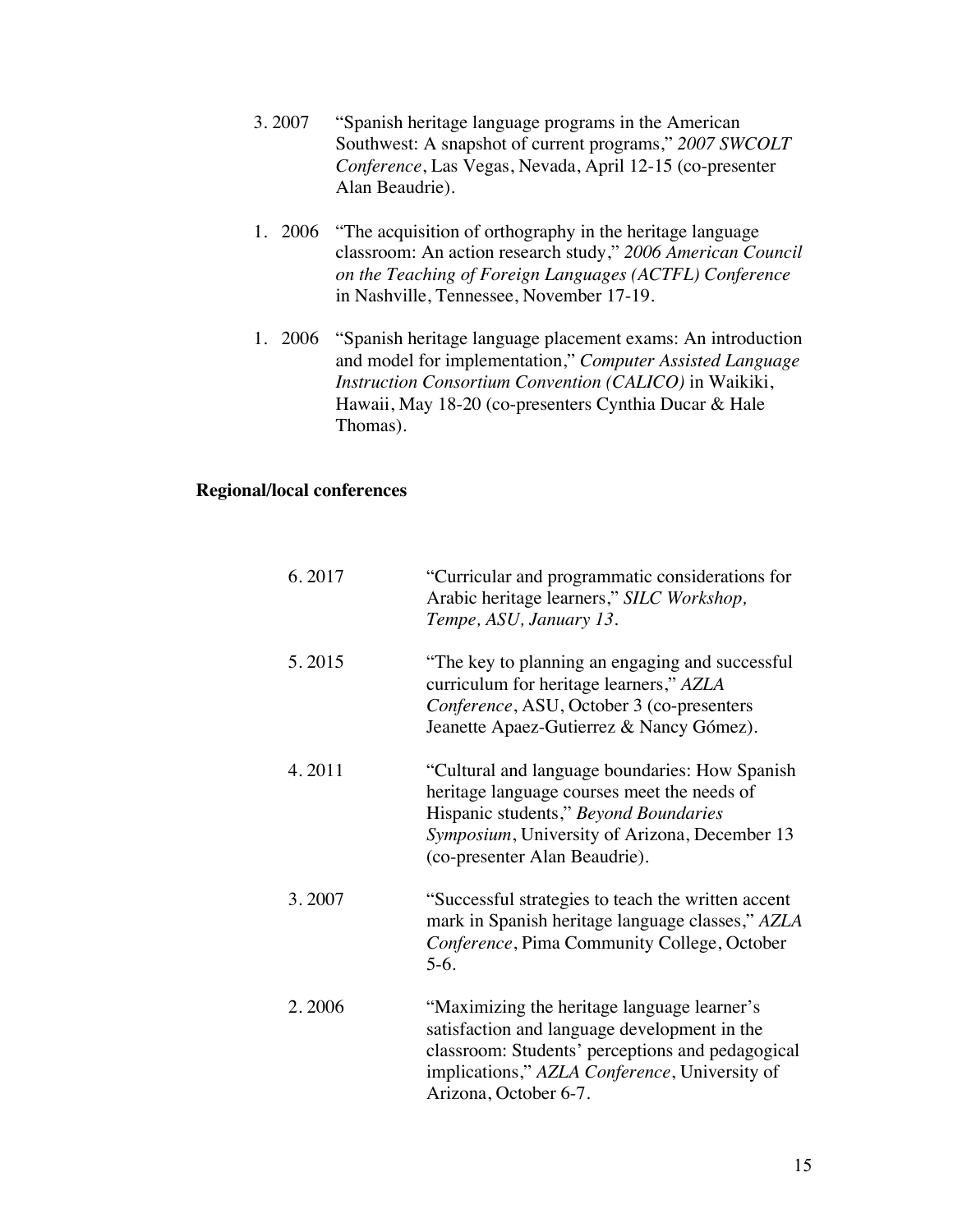3. 2007 "Spanish heritage language programs in the American Southwest: A snapshot of current programs," *2007 SWCOLT Conference*, Las Vegas, Nevada, April 12-15 (co-presenter Alan Beaudrie).

1. 2006 "The acquisition of orthography in the heritage language classroom: An action research study," *2006 American Council on the Teaching of Foreign Languages (ACTFL) Conference* in Nashville, Tennessee, November 17-19.

1. 2006 "Spanish heritage language placement exams: An introduction and model for implementation," *Computer Assisted Language Instruction Consortium Convention (CALICO)* in Waikiki, Hawaii, May 18-20 (co-presenters Cynthia Ducar & Hale Thomas).

**Regional/local conferences**

6. 2017 "Curricular and programmatic considerations for Arabic heritage learners," *SILC Workshop, Tempe, ASU, January 13.*

5. 2015 "The key to planning an engaging and successful curriculum for heritage learners," *AZLA Conference*, ASU, October 3 (co-presenters Jeanette Apaez-Gutierrez & Nancy Gómez).

4. 2011 "Cultural and language boundaries: How Spanish heritage language courses meet the needs of Hispanic students," *Beyond Boundaries Symposium*, University of Arizona, December 13 (co-presenter Alan Beaudrie).

3. 2007 "Successful strategies to teach the written accent mark in Spanish heritage language classes," *AZLA Conference*, Pima Community College, October 5-6.

2. 2006 "Maximizing the heritage language learner's satisfaction and language development in the classroom: Students' perceptions and pedagogical implications," *AZLA Conference*, University of Arizona, October 6-7.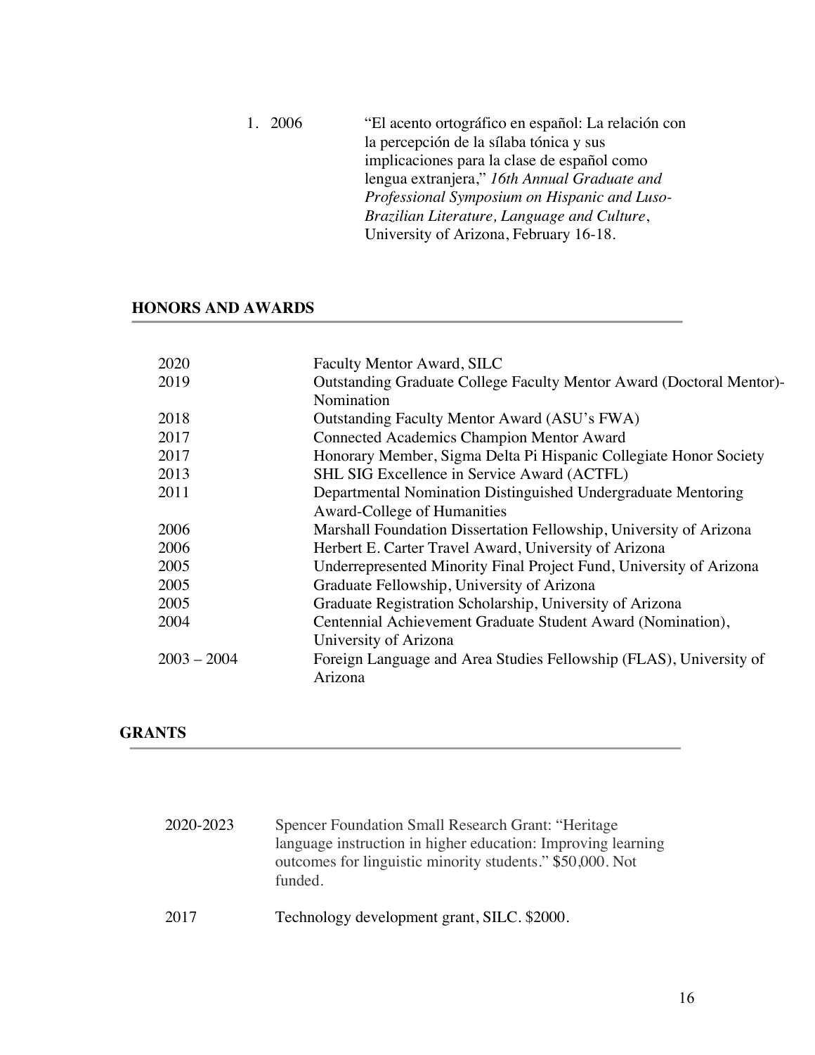1. 2006 “El acento ortográfico en español: La relación con la percepción de la sílaba tónica y sus implicaciones para la clase de español como lengua extranjera,” *16th Annual Graduate and Professional Symposium on Hispanic and Luso-Brazilian Literature, Language and Culture*, University of Arizona, February 16-18.

## HONORS AND AWARDS

| | |
|---|---|
| 2020 | Faculty Mentor Award, SILC |
| 2019 | Outstanding Graduate College Faculty Mentor Award (Doctoral Mentor)-Nomination |
| 2018 | Outstanding Faculty Mentor Award (ASU’s FWA) |
| 2017 | Connected Academics Champion Mentor Award |
| 2017 | Honorary Member, Sigma Delta Pi Hispanic Collegiate Honor Society |
| 2013 | SHL SIG Excellence in Service Award (ACTFL) |
| 2011 | Departmental Nomination Distinguished Undergraduate Mentoring Award-College of Humanities |
| 2006 | Marshall Foundation Dissertation Fellowship, University of Arizona |
| 2006 | Herbert E. Carter Travel Award, University of Arizona |
| 2005 | Underrepresented Minority Final Project Fund, University of Arizona |
| 2005 | Graduate Fellowship, University of Arizona |
| 2005 | Graduate Registration Scholarship, University of Arizona |
| 2004 | Centennial Achievement Graduate Student Award (Nomination), University of Arizona |
| 2003 – 2004 | Foreign Language and Area Studies Fellowship (FLAS), University of Arizona |

## GRANTS

| | |
|---|---|
| 2020-2023 | Spencer Foundation Small Research Grant: “Heritage language instruction in higher education: Improving learning outcomes for linguistic minority students.” $50,000. Not funded. |
| 2017 | Technology development grant, SILC. $2000. |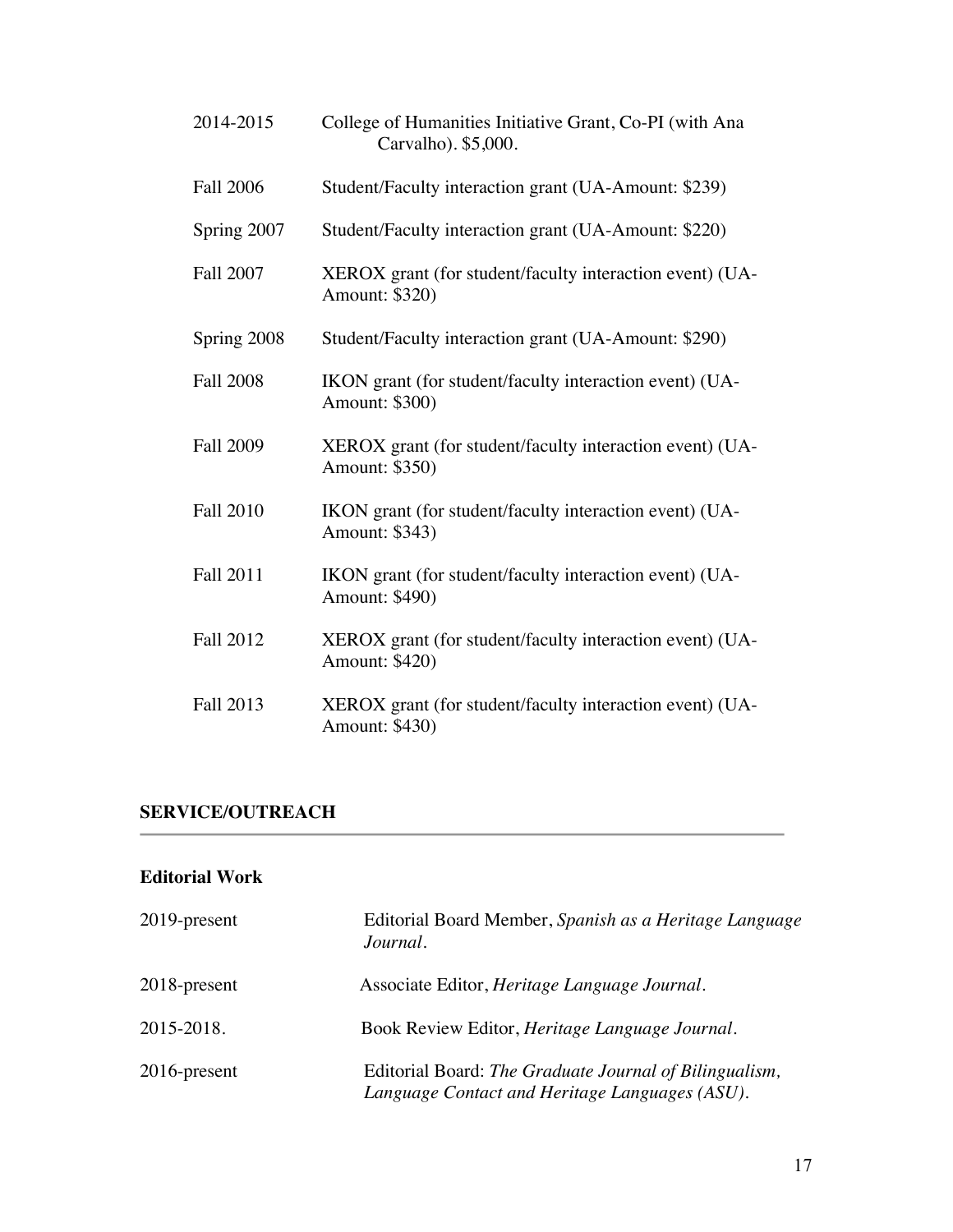| | |
|---|---|
| 2014-2015 | College of Humanities Initiative Grant, Co-PI (with Ana Carvalho). $5,000. |
| Fall 2006 | Student/Faculty interaction grant (UA-Amount: $239) |
| Spring 2007 | Student/Faculty interaction grant (UA-Amount: $220) |
| Fall 2007 | XEROX grant (for student/faculty interaction event) (UA-Amount: $320) |
| Spring 2008 | Student/Faculty interaction grant (UA-Amount: $290) |
| Fall 2008 | IKON grant (for student/faculty interaction event) (UA-Amount: $300) |
| Fall 2009 | XEROX grant (for student/faculty interaction event) (UA-Amount: $350) |
| Fall 2010 | IKON grant (for student/faculty interaction event) (UA-Amount: $343) |
| Fall 2011 | IKON grant (for student/faculty interaction event) (UA-Amount: $490) |
| Fall 2012 | XEROX grant (for student/faculty interaction event) (UA-Amount: $420) |
| Fall 2013 | XEROX grant (for student/faculty interaction event) (UA-Amount: $430) |

## SERVICE/OUTREACH

### Editorial Work

| | |
|---|---|
| 2019-present | Editorial Board Member, *Spanish as a Heritage Language Journal*. |
| 2018-present | Associate Editor, *Heritage Language Journal*. |
| 2015-2018. | Book Review Editor, *Heritage Language Journal*. |
| 2016-present | Editorial Board: *The Graduate Journal of Bilingualism, Language Contact and Heritage Languages (ASU)*. |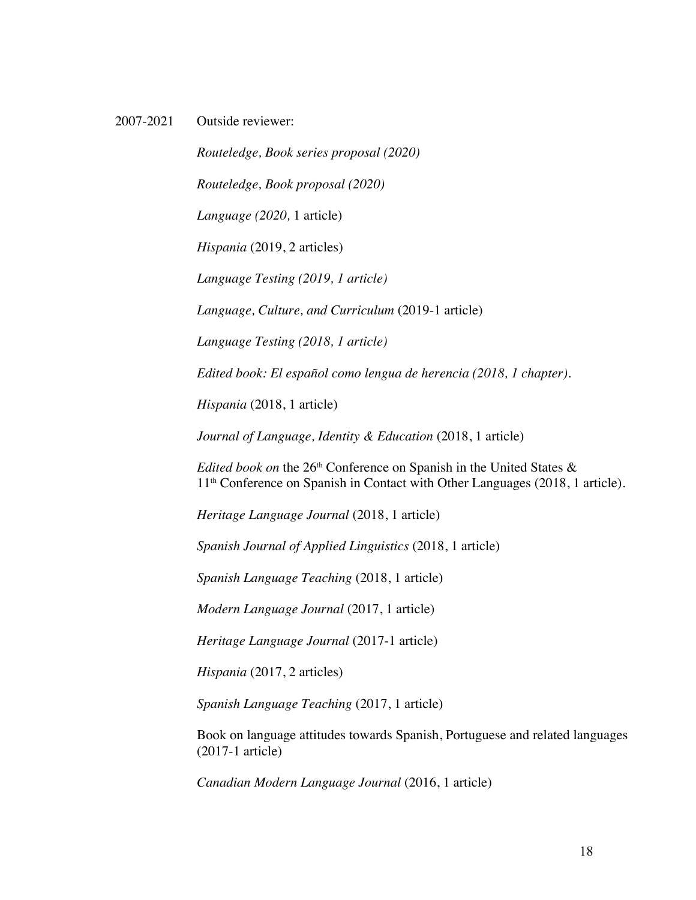2007-2021 Outside reviewer:

*Routeledge, Book series proposal (2020)*

*Routeledge, Book proposal (2020)*

*Language (2020,* 1 article)

*Hispania* (2019, 2 articles)

*Language Testing (2019, 1 article)*

*Language, Culture, and Curriculum* (2019-1 article)

*Language Testing (2018, 1 article)*

*Edited book: El español como lengua de herencia (2018, 1 chapter).*

*Hispania* (2018, 1 article)

*Journal of Language, Identity & Education* (2018, 1 article)

*Edited book on* the 26th Conference on Spanish in the United States & 11th Conference on Spanish in Contact with Other Languages (2018, 1 article).

*Heritage Language Journal* (2018, 1 article)

*Spanish Journal of Applied Linguistics* (2018, 1 article)

*Spanish Language Teaching* (2018, 1 article)

*Modern Language Journal* (2017, 1 article)

*Heritage Language Journal* (2017-1 article)

*Hispania* (2017, 2 articles)

*Spanish Language Teaching* (2017, 1 article)

Book on language attitudes towards Spanish, Portuguese and related languages (2017-1 article)

*Canadian Modern Language Journal* (2016, 1 article)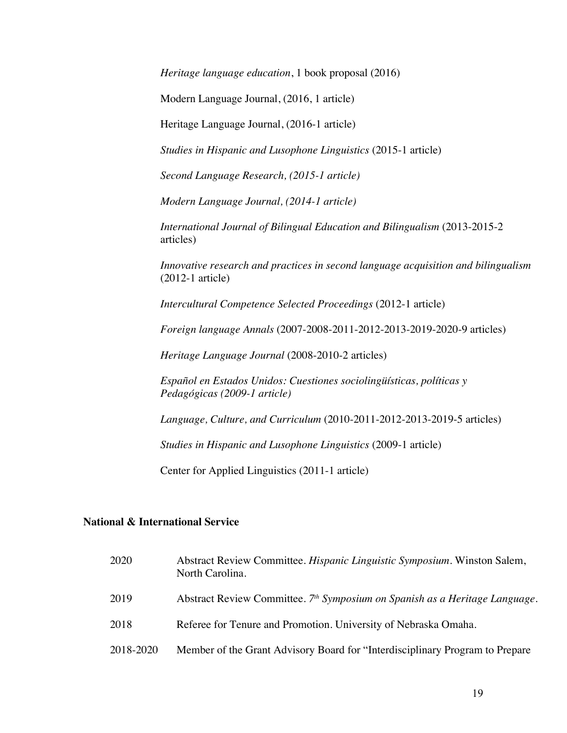*Heritage language education*, 1 book proposal (2016)

Modern Language Journal, (2016, 1 article)

Heritage Language Journal, (2016-1 article)

*Studies in Hispanic and Lusophone Linguistics* (2015-1 article)

*Second Language Research, (2015-1 article)*

*Modern Language Journal, (2014-1 article)*

*International Journal of Bilingual Education and Bilingualism* (2013-2015-2 articles)

*Innovative research and practices in second language acquisition and bilingualism* (2012-1 article)

*Intercultural Competence Selected Proceedings* (2012-1 article)

*Foreign language Annals* (2007-2008-2011-2012-2013-2019-2020-9 articles)

*Heritage Language Journal* (2008-2010-2 articles)

*Español en Estados Unidos: Cuestiones sociolingüísticas, políticas y Pedagógicas (2009-1 article)*

*Language, Culture, and Curriculum* (2010-2011-2012-2013-2019-5 articles)

*Studies in Hispanic and Lusophone Linguistics* (2009-1 article)

Center for Applied Linguistics (2011-1 article)

**National & International Service**

2020 Abstract Review Committee. *Hispanic Linguistic Symposium*. Winston Salem, North Carolina.

2019 Abstract Review Committee. *7th Symposium on Spanish as a Heritage Language*.

2018 Referee for Tenure and Promotion. University of Nebraska Omaha.

2018-2020 Member of the Grant Advisory Board for "Interdisciplinary Program to Prepare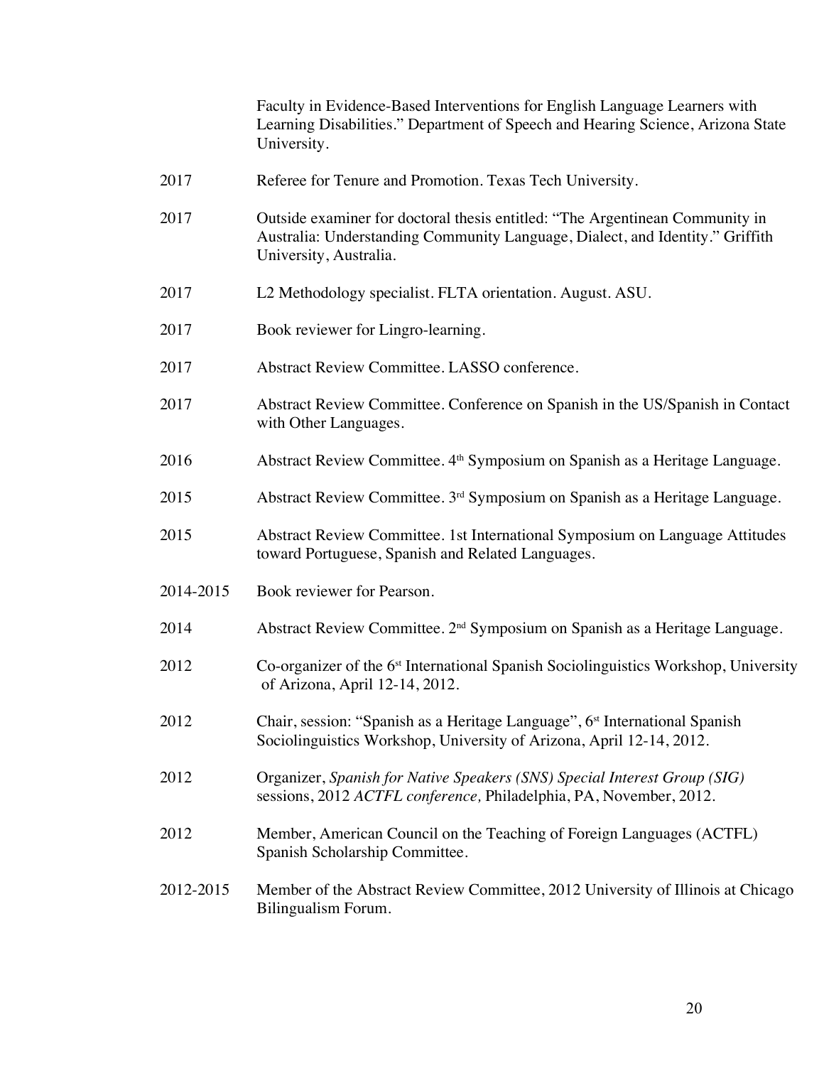Faculty in Evidence-Based Interventions for English Language Learners with Learning Disabilities." Department of Speech and Hearing Science, Arizona State University.

2017 Referee for Tenure and Promotion. Texas Tech University.

2017 Outside examiner for doctoral thesis entitled: "The Argentinean Community in Australia: Understanding Community Language, Dialect, and Identity." Griffith University, Australia.

2017 L2 Methodology specialist. FLTA orientation. August. ASU.

2017 Book reviewer for Lingro-learning.

2017 Abstract Review Committee. LASSO conference.

2017 Abstract Review Committee. Conference on Spanish in the US/Spanish in Contact with Other Languages.

2016 Abstract Review Committee. 4th Symposium on Spanish as a Heritage Language.

2015 Abstract Review Committee. 3rd Symposium on Spanish as a Heritage Language.

2015 Abstract Review Committee. 1st International Symposium on Language Attitudes toward Portuguese, Spanish and Related Languages.

2014-2015 Book reviewer for Pearson.

2014 Abstract Review Committee. 2nd Symposium on Spanish as a Heritage Language.

2012 Co-organizer of the 6st International Spanish Sociolinguistics Workshop, University of Arizona, April 12-14, 2012.

2012 Chair, session: "Spanish as a Heritage Language", 6st International Spanish Sociolinguistics Workshop, University of Arizona, April 12-14, 2012.

2012 Organizer, *Spanish for Native Speakers (SNS) Special Interest Group (SIG)* sessions, 2012 *ACTFL conference,* Philadelphia, PA, November, 2012.

2012 Member, American Council on the Teaching of Foreign Languages (ACTFL) Spanish Scholarship Committee.

2012-2015 Member of the Abstract Review Committee, 2012 University of Illinois at Chicago Bilingualism Forum.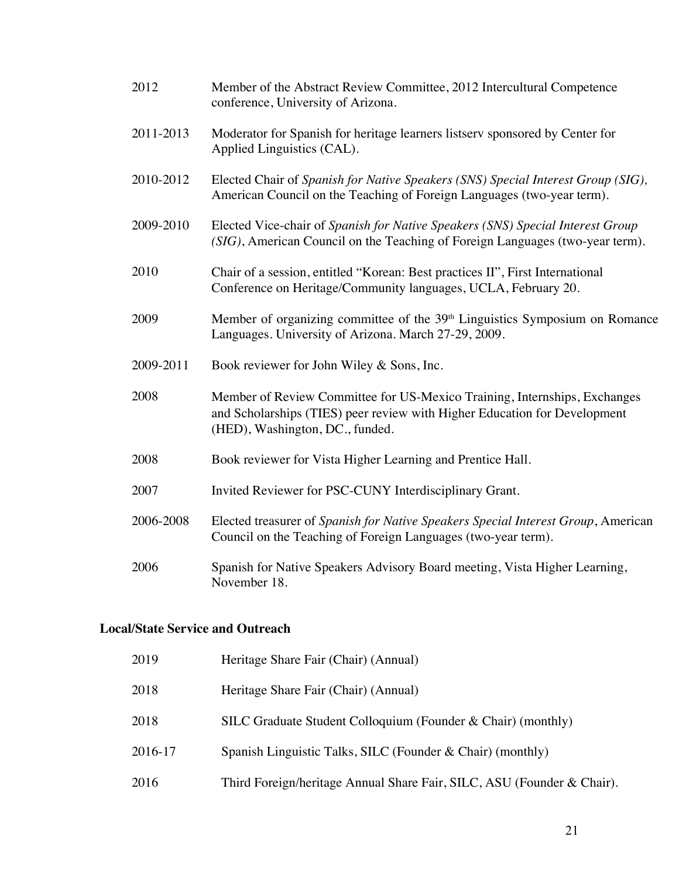| | |
|---|---|
| 2012 | Member of the Abstract Review Committee, 2012 Intercultural Competence conference, University of Arizona. |
| 2011-2013 | Moderator for Spanish for heritage learners listserv sponsored by Center for Applied Linguistics (CAL). |
| 2010-2012 | Elected Chair of *Spanish for Native Speakers (SNS) Special Interest Group (SIG),* American Council on the Teaching of Foreign Languages (two-year term). |
| 2009-2010 | Elected Vice-chair of *Spanish for Native Speakers (SNS) Special Interest Group (SIG)*, American Council on the Teaching of Foreign Languages (two-year term). |
| 2010 | Chair of a session, entitled "Korean: Best practices II", First International Conference on Heritage/Community languages, UCLA, February 20. |
| 2009 | Member of organizing committee of the 39th Linguistics Symposium on Romance Languages. University of Arizona. March 27-29, 2009. |
| 2009-2011 | Book reviewer for John Wiley & Sons, Inc. |
| 2008 | Member of Review Committee for US-Mexico Training, Internships, Exchanges and Scholarships (TIES) peer review with Higher Education for Development (HED), Washington, DC., funded. |
| 2008 | Book reviewer for Vista Higher Learning and Prentice Hall. |
| 2007 | Invited Reviewer for PSC-CUNY Interdisciplinary Grant. |
| 2006-2008 | Elected treasurer of *Spanish for Native Speakers Special Interest Group*, American Council on the Teaching of Foreign Languages (two-year term). |
| 2006 | Spanish for Native Speakers Advisory Board meeting, Vista Higher Learning, November 18. |

**Local/State Service and Outreach**

| | |
|---|---|
| 2019 | Heritage Share Fair (Chair) (Annual) |
| 2018 | Heritage Share Fair (Chair) (Annual) |
| 2018 | SILC Graduate Student Colloquium (Founder & Chair) (monthly) |
| 2016-17 | Spanish Linguistic Talks, SILC (Founder & Chair) (monthly) |
| 2016 | Third Foreign/heritage Annual Share Fair, SILC, ASU (Founder & Chair). |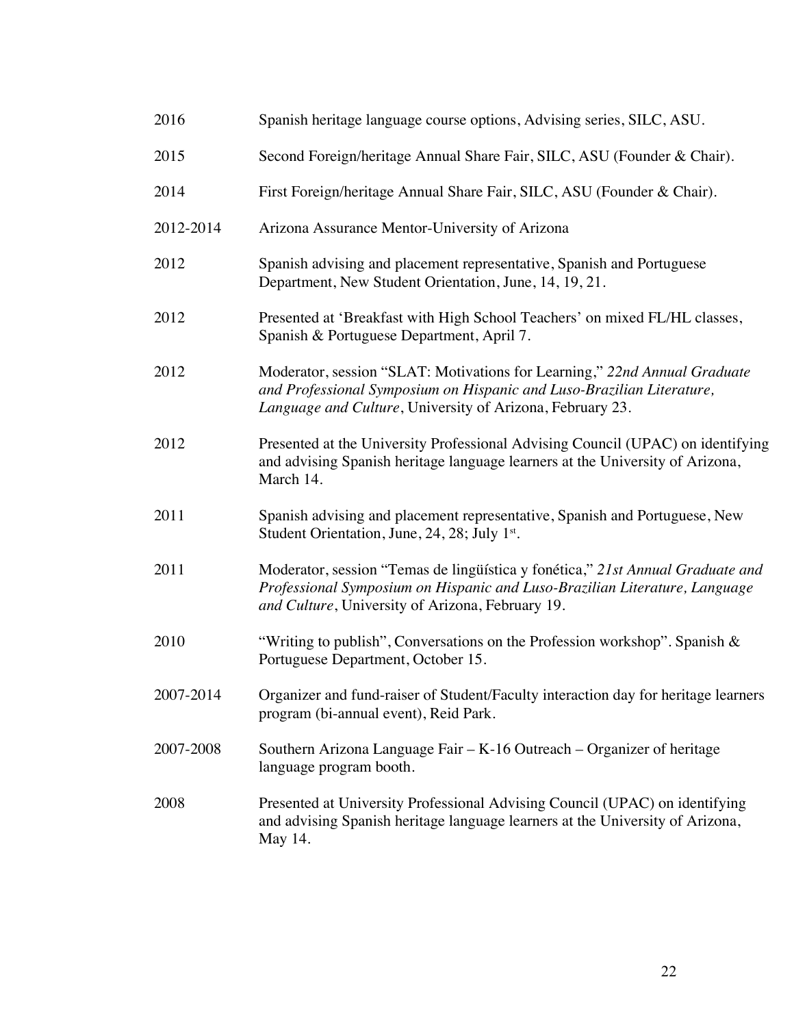2016 Spanish heritage language course options, Advising series, SILC, ASU.

2015 Second Foreign/heritage Annual Share Fair, SILC, ASU (Founder & Chair).

2014 First Foreign/heritage Annual Share Fair, SILC, ASU (Founder & Chair).

2012-2014 Arizona Assurance Mentor-University of Arizona

2012 Spanish advising and placement representative, Spanish and Portuguese Department, New Student Orientation, June, 14, 19, 21.

2012 Presented at 'Breakfast with High School Teachers' on mixed FL/HL classes, Spanish & Portuguese Department, April 7.

2012 Moderator, session "SLAT: Motivations for Learning," *22nd Annual Graduate and Professional Symposium on Hispanic and Luso-Brazilian Literature, Language and Culture*, University of Arizona, February 23.

2012 Presented at the University Professional Advising Council (UPAC) on identifying and advising Spanish heritage language learners at the University of Arizona, March 14.

2011 Spanish advising and placement representative, Spanish and Portuguese, New Student Orientation, June, 24, 28; July 1st.

2011 Moderator, session "Temas de lingüística y fonética," *21st Annual Graduate and Professional Symposium on Hispanic and Luso-Brazilian Literature, Language and Culture*, University of Arizona, February 19.

2010 "Writing to publish", Conversations on the Profession workshop". Spanish & Portuguese Department, October 15.

2007-2014 Organizer and fund-raiser of Student/Faculty interaction day for heritage learners program (bi-annual event), Reid Park.

2007-2008 Southern Arizona Language Fair – K-16 Outreach – Organizer of heritage language program booth.

2008 Presented at University Professional Advising Council (UPAC) on identifying and advising Spanish heritage language learners at the University of Arizona, May 14.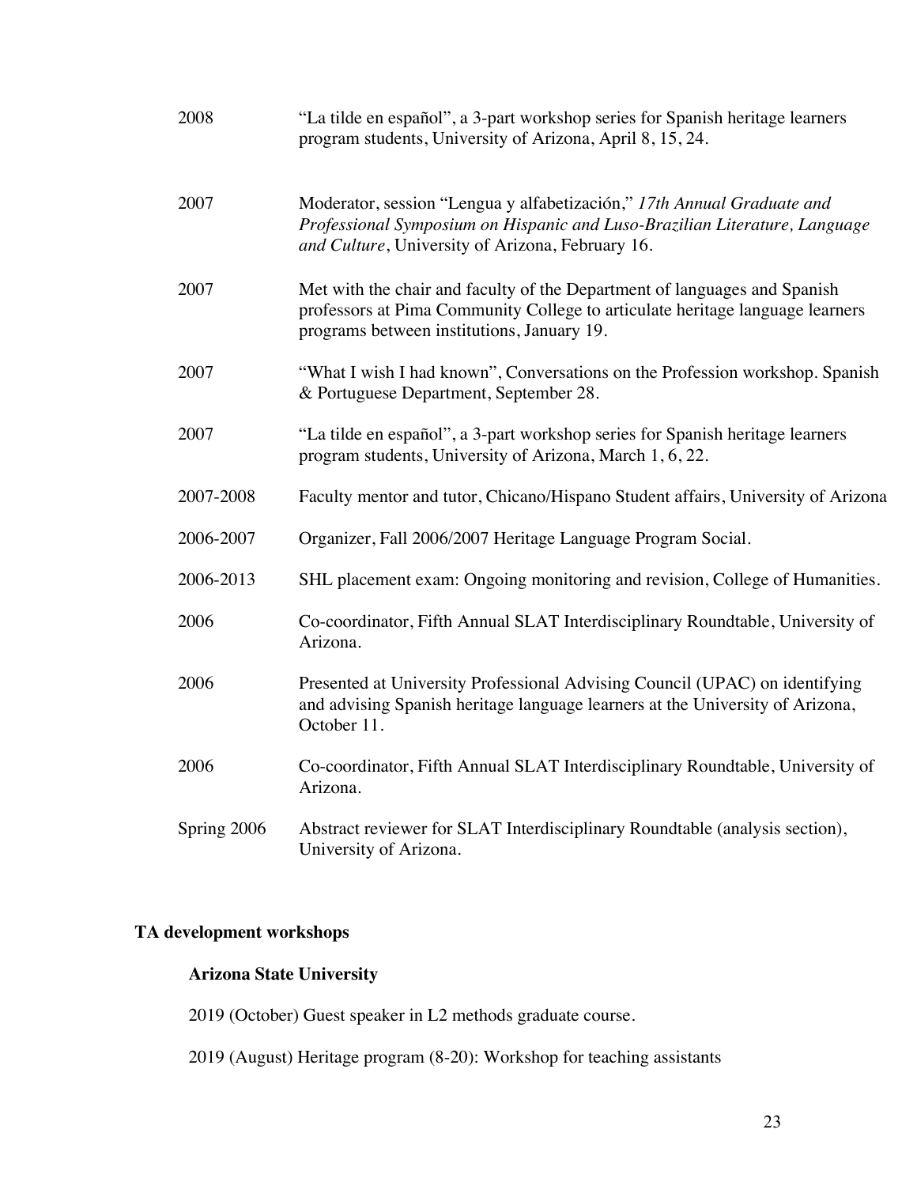2008 "La tilde en español", a 3-part workshop series for Spanish heritage learners program students, University of Arizona, April 8, 15, 24.

2007 Moderator, session "Lengua y alfabetización," *17th Annual Graduate and Professional Symposium on Hispanic and Luso-Brazilian Literature, Language and Culture*, University of Arizona, February 16.

2007 Met with the chair and faculty of the Department of languages and Spanish professors at Pima Community College to articulate heritage language learners programs between institutions, January 19.

2007 "What I wish I had known", Conversations on the Profession workshop. Spanish & Portuguese Department, September 28.

2007 "La tilde en español", a 3-part workshop series for Spanish heritage learners program students, University of Arizona, March 1, 6, 22.

2007-2008 Faculty mentor and tutor, Chicano/Hispano Student affairs, University of Arizona

2006-2007 Organizer, Fall 2006/2007 Heritage Language Program Social.

2006-2013 SHL placement exam: Ongoing monitoring and revision, College of Humanities.

2006 Co-coordinator, Fifth Annual SLAT Interdisciplinary Roundtable, University of Arizona.

2006 Presented at University Professional Advising Council (UPAC) on identifying and advising Spanish heritage language learners at the University of Arizona, October 11.

2006 Co-coordinator, Fifth Annual SLAT Interdisciplinary Roundtable, University of Arizona.

Spring 2006 Abstract reviewer for SLAT Interdisciplinary Roundtable (analysis section), University of Arizona.

**TA development workshops**

**Arizona State University**

2019 (October) Guest speaker in L2 methods graduate course.

2019 (August) Heritage program (8-20): Workshop for teaching assistants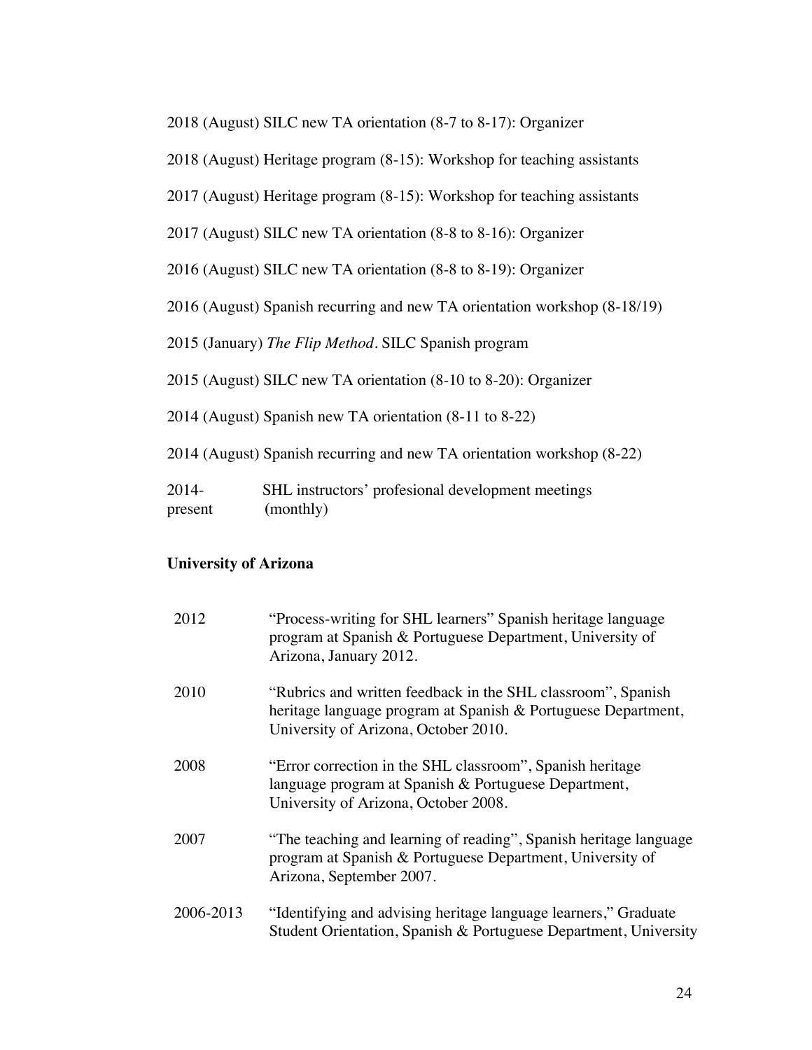2018 (August) SILC new TA orientation (8-7 to 8-17): Organizer

2018 (August) Heritage program (8-15): Workshop for teaching assistants

2017 (August) Heritage program (8-15): Workshop for teaching assistants

2017 (August) SILC new TA orientation (8-8 to 8-16): Organizer

2016 (August) SILC new TA orientation (8-8 to 8-19): Organizer

2016 (August) Spanish recurring and new TA orientation workshop (8-18/19)

2015 (January) *The Flip Method*. SILC Spanish program

2015 (August) SILC new TA orientation (8-10 to 8-20): Organizer

2014 (August) Spanish new TA orientation (8-11 to 8-22)

2014 (August) Spanish recurring and new TA orientation workshop (8-22)

2014-present SHL instructors' profesional development meetings (monthly)

**University of Arizona**

2012 "Process-writing for SHL learners" Spanish heritage language program at Spanish & Portuguese Department, University of Arizona, January 2012.

2010 "Rubrics and written feedback in the SHL classroom", Spanish heritage language program at Spanish & Portuguese Department, University of Arizona, October 2010.

2008 "Error correction in the SHL classroom", Spanish heritage language program at Spanish & Portuguese Department, University of Arizona, October 2008.

2007 "The teaching and learning of reading", Spanish heritage language program at Spanish & Portuguese Department, University of Arizona, September 2007.

2006-2013 "Identifying and advising heritage language learners," Graduate Student Orientation, Spanish & Portuguese Department, University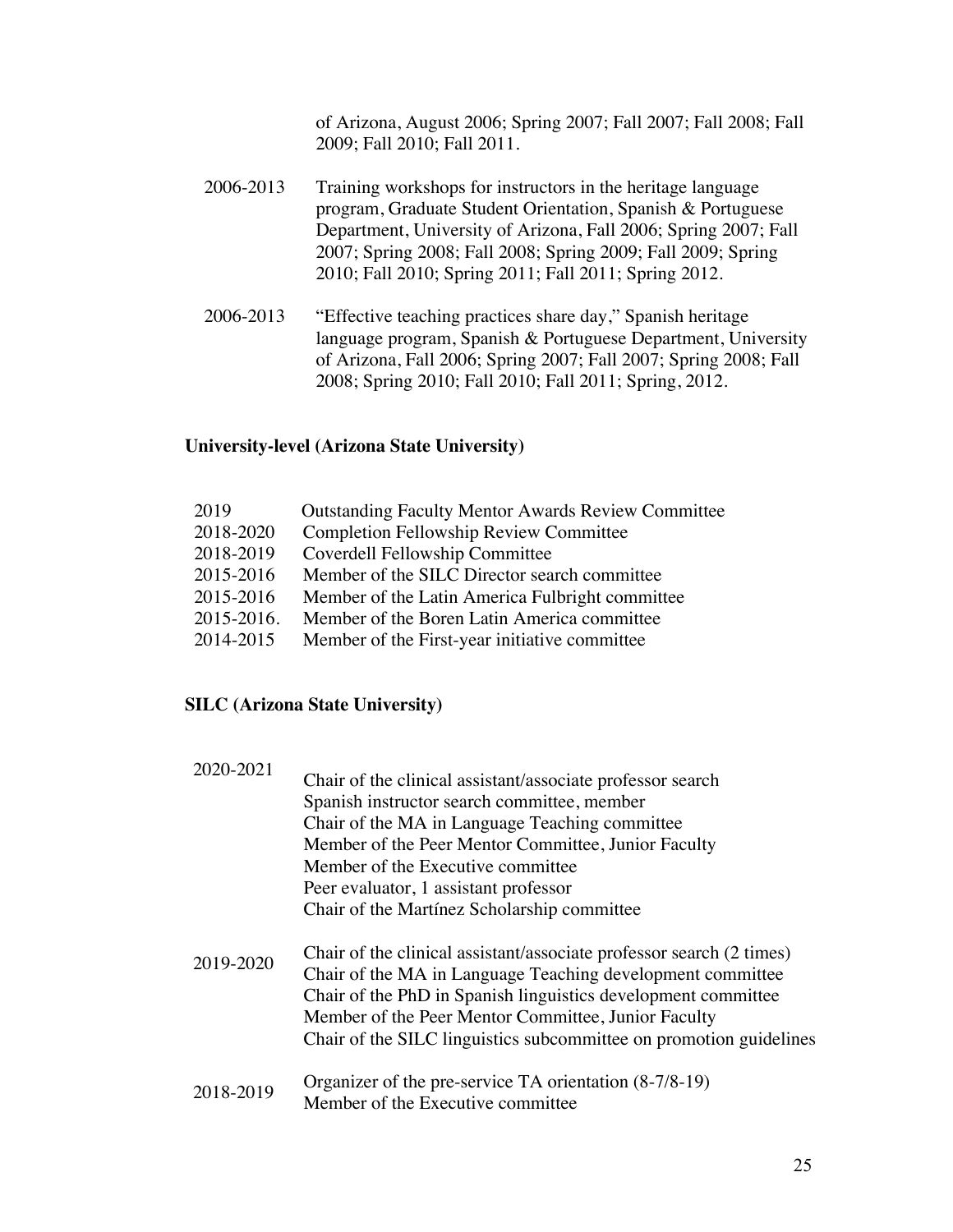of Arizona, August 2006; Spring 2007; Fall 2007; Fall 2008; Fall 2009; Fall 2010; Fall 2011.

2006-2013 Training workshops for instructors in the heritage language program, Graduate Student Orientation, Spanish & Portuguese Department, University of Arizona, Fall 2006; Spring 2007; Fall 2007; Spring 2008; Fall 2008; Spring 2009; Fall 2009; Spring 2010; Fall 2010; Spring 2011; Fall 2011; Spring 2012.

2006-2013 "Effective teaching practices share day," Spanish heritage language program, Spanish & Portuguese Department, University of Arizona, Fall 2006; Spring 2007; Fall 2007; Spring 2008; Fall 2008; Spring 2010; Fall 2010; Fall 2011; Spring, 2012.

**University-level (Arizona State University)**

2019 Outstanding Faculty Mentor Awards Review Committee
2018-2020 Completion Fellowship Review Committee
2018-2019 Coverdell Fellowship Committee
2015-2016 Member of the SILC Director search committee
2015-2016 Member of the Latin America Fulbright committee
2015-2016. Member of the Boren Latin America committee
2014-2015 Member of the First-year initiative committee

**SILC (Arizona State University)**

2020-2021
Chair of the clinical assistant/associate professor search
Spanish instructor search committee, member
Chair of the MA in Language Teaching committee
Member of the Peer Mentor Committee, Junior Faculty
Member of the Executive committee
Peer evaluator, 1 assistant professor
Chair of the Martínez Scholarship committee

2019-2020
Chair of the clinical assistant/associate professor search (2 times)
Chair of the MA in Language Teaching development committee
Chair of the PhD in Spanish linguistics development committee
Member of the Peer Mentor Committee, Junior Faculty
Chair of the SILC linguistics subcommittee on promotion guidelines

2018-2019
Organizer of the pre-service TA orientation (8-7/8-19)
Member of the Executive committee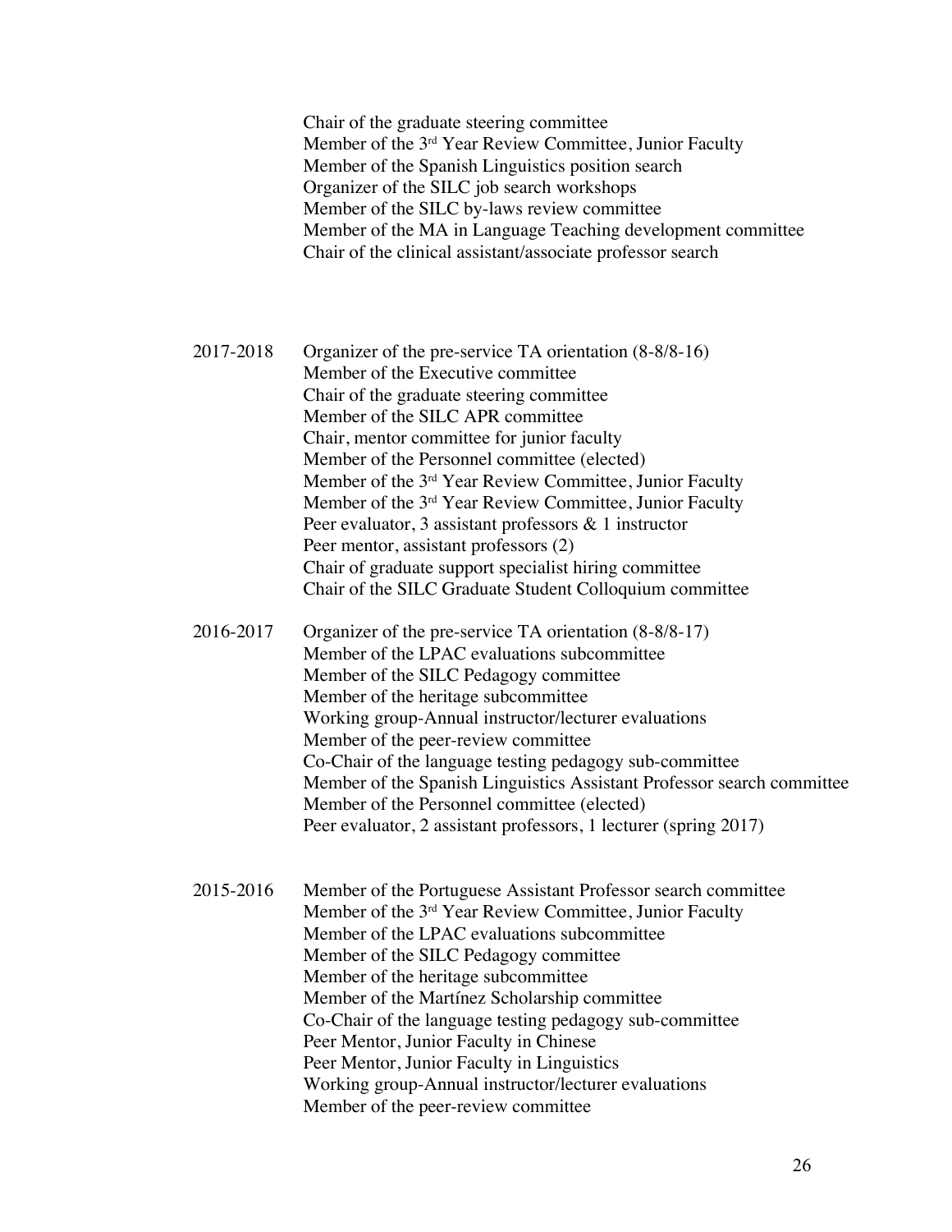Chair of the graduate steering committee
Member of the 3rd Year Review Committee, Junior Faculty
Member of the Spanish Linguistics position search
Organizer of the SILC job search workshops
Member of the SILC by-laws review committee
Member of the MA in Language Teaching development committee
Chair of the clinical assistant/associate professor search

**2017-2018**

Organizer of the pre-service TA orientation (8-8/8-16)
Member of the Executive committee
Chair of the graduate steering committee
Member of the SILC APR committee
Chair, mentor committee for junior faculty
Member of the Personnel committee (elected)
Member of the 3rd Year Review Committee, Junior Faculty
Member of the 3rd Year Review Committee, Junior Faculty
Peer evaluator, 3 assistant professors & 1 instructor
Peer mentor, assistant professors (2)
Chair of graduate support specialist hiring committee
Chair of the SILC Graduate Student Colloquium committee

**2016-2017**

Organizer of the pre-service TA orientation (8-8/8-17)
Member of the LPAC evaluations subcommittee
Member of the SILC Pedagogy committee
Member of the heritage subcommittee
Working group-Annual instructor/lecturer evaluations
Member of the peer-review committee
Co-Chair of the language testing pedagogy sub-committee
Member of the Spanish Linguistics Assistant Professor search committee
Member of the Personnel committee (elected)
Peer evaluator, 2 assistant professors, 1 lecturer (spring 2017)

**2015-2016**

Member of the Portuguese Assistant Professor search committee
Member of the 3rd Year Review Committee, Junior Faculty
Member of the LPAC evaluations subcommittee
Member of the SILC Pedagogy committee
Member of the heritage subcommittee
Member of the Martínez Scholarship committee
Co-Chair of the language testing pedagogy sub-committee
Peer Mentor, Junior Faculty in Chinese
Peer Mentor, Junior Faculty in Linguistics
Working group-Annual instructor/lecturer evaluations
Member of the peer-review committee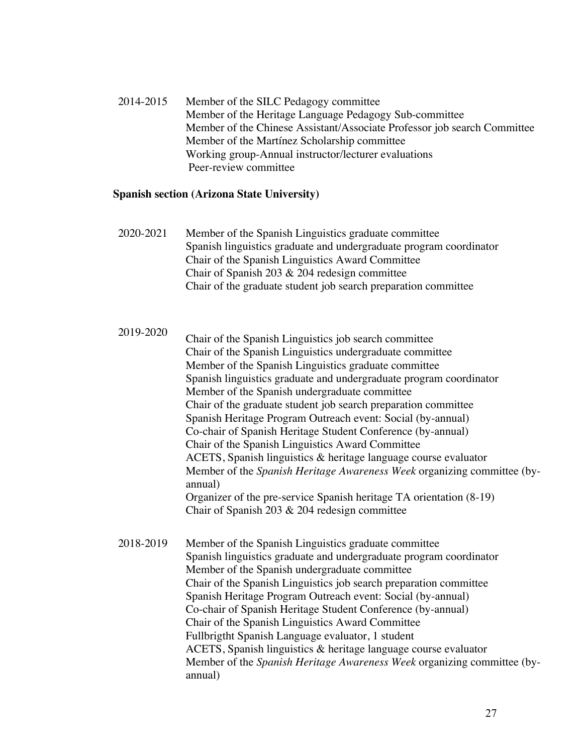2014-2015 Member of the SILC Pedagogy committee
Member of the Heritage Language Pedagogy Sub-committee
Member of the Chinese Assistant/Associate Professor job search Committee
Member of the Martínez Scholarship committee
Working group-Annual instructor/lecturer evaluations
Peer-review committee

**Spanish section (Arizona State University)**

2020-2021 Member of the Spanish Linguistics graduate committee
Spanish linguistics graduate and undergraduate program coordinator
Chair of the Spanish Linguistics Award Committee
Chair of Spanish 203 & 204 redesign committee
Chair of the graduate student job search preparation committee

2019-2020 Chair of the Spanish Linguistics job search committee
Chair of the Spanish Linguistics undergraduate committee
Member of the Spanish Linguistics graduate committee
Spanish linguistics graduate and undergraduate program coordinator
Member of the Spanish undergraduate committee
Chair of the graduate student job search preparation committee
Spanish Heritage Program Outreach event: Social (by-annual)
Co-chair of Spanish Heritage Student Conference (by-annual)
Chair of the Spanish Linguistics Award Committee
ACETS, Spanish linguistics & heritage language course evaluator
Member of the *Spanish Heritage Awareness Week* organizing committee (by-annual)
Organizer of the pre-service Spanish heritage TA orientation (8-19)
Chair of Spanish 203 & 204 redesign committee

2018-2019 Member of the Spanish Linguistics graduate committee
Spanish linguistics graduate and undergraduate program coordinator
Member of the Spanish undergraduate committee
Chair of the Spanish Linguistics job search preparation committee
Spanish Heritage Program Outreach event: Social (by-annual)
Co-chair of Spanish Heritage Student Conference (by-annual)
Chair of the Spanish Linguistics Award Committee
Fullbrigtht Spanish Language evaluator, 1 student
ACETS, Spanish linguistics & heritage language course evaluator
Member of the *Spanish Heritage Awareness Week* organizing committee (by-annual)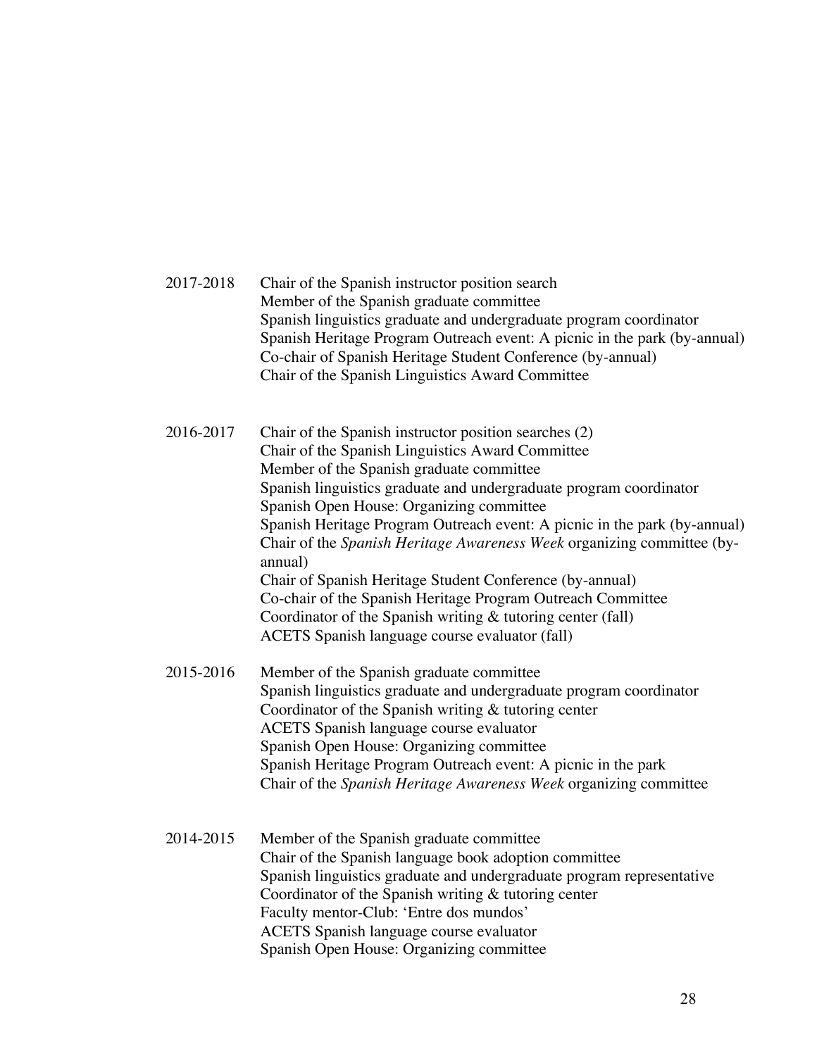2017-2018
- Chair of the Spanish instructor position search
- Member of the Spanish graduate committee
- Spanish linguistics graduate and undergraduate program coordinator
- Spanish Heritage Program Outreach event: A picnic in the park (by-annual)
- Co-chair of Spanish Heritage Student Conference (by-annual)
- Chair of the Spanish Linguistics Award Committee

2016-2017
- Chair of the Spanish instructor position searches (2)
- Chair of the Spanish Linguistics Award Committee
- Member of the Spanish graduate committee
- Spanish linguistics graduate and undergraduate program coordinator
- Spanish Open House: Organizing committee
- Spanish Heritage Program Outreach event: A picnic in the park (by-annual)
- Chair of the *Spanish Heritage Awareness Week* organizing committee (by-annual)
- Chair of Spanish Heritage Student Conference (by-annual)
- Co-chair of the Spanish Heritage Program Outreach Committee
- Coordinator of the Spanish writing & tutoring center (fall)
- ACETS Spanish language course evaluator (fall)

2015-2016
- Member of the Spanish graduate committee
- Spanish linguistics graduate and undergraduate program coordinator
- Coordinator of the Spanish writing & tutoring center
- ACETS Spanish language course evaluator
- Spanish Open House: Organizing committee
- Spanish Heritage Program Outreach event: A picnic in the park
- Chair of the *Spanish Heritage Awareness Week* organizing committee

2014-2015
- Member of the Spanish graduate committee
- Chair of the Spanish language book adoption committee
- Spanish linguistics graduate and undergraduate program representative
- Coordinator of the Spanish writing & tutoring center
- Faculty mentor-Club: 'Entre dos mundos'
- ACETS Spanish language course evaluator
- Spanish Open House: Organizing committee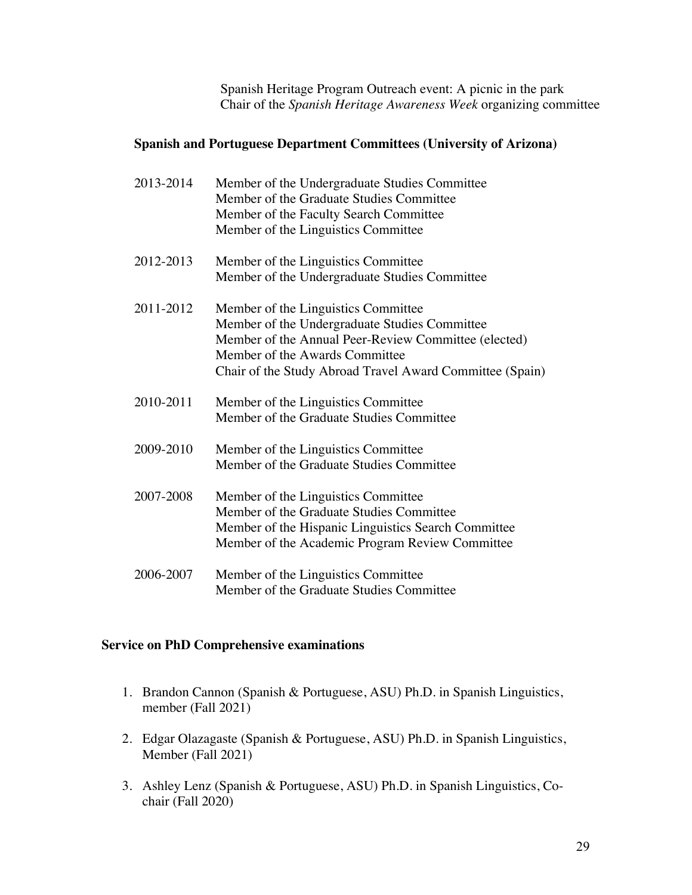Spanish Heritage Program Outreach event: A picnic in the park
Chair of the *Spanish Heritage Awareness Week* organizing committee

### Spanish and Portuguese Department Committees (University of Arizona)

2013-2014
- Member of the Undergraduate Studies Committee
- Member of the Graduate Studies Committee
- Member of the Faculty Search Committee
- Member of the Linguistics Committee

2012-2013
- Member of the Linguistics Committee
- Member of the Undergraduate Studies Committee

2011-2012
- Member of the Linguistics Committee
- Member of the Undergraduate Studies Committee
- Member of the Annual Peer-Review Committee (elected)
- Member of the Awards Committee
- Chair of the Study Abroad Travel Award Committee (Spain)

2010-2011
- Member of the Linguistics Committee
- Member of the Graduate Studies Committee

2009-2010
- Member of the Linguistics Committee
- Member of the Graduate Studies Committee

2007-2008
- Member of the Linguistics Committee
- Member of the Graduate Studies Committee
- Member of the Hispanic Linguistics Search Committee
- Member of the Academic Program Review Committee

2006-2007
- Member of the Linguistics Committee
- Member of the Graduate Studies Committee

## Service on PhD Comprehensive examinations

1. Brandon Cannon (Spanish & Portuguese, ASU) Ph.D. in Spanish Linguistics, member (Fall 2021)
2. Edgar Olazagaste (Spanish & Portuguese, ASU) Ph.D. in Spanish Linguistics, Member (Fall 2021)
3. Ashley Lenz (Spanish & Portuguese, ASU) Ph.D. in Spanish Linguistics, Co-chair (Fall 2020)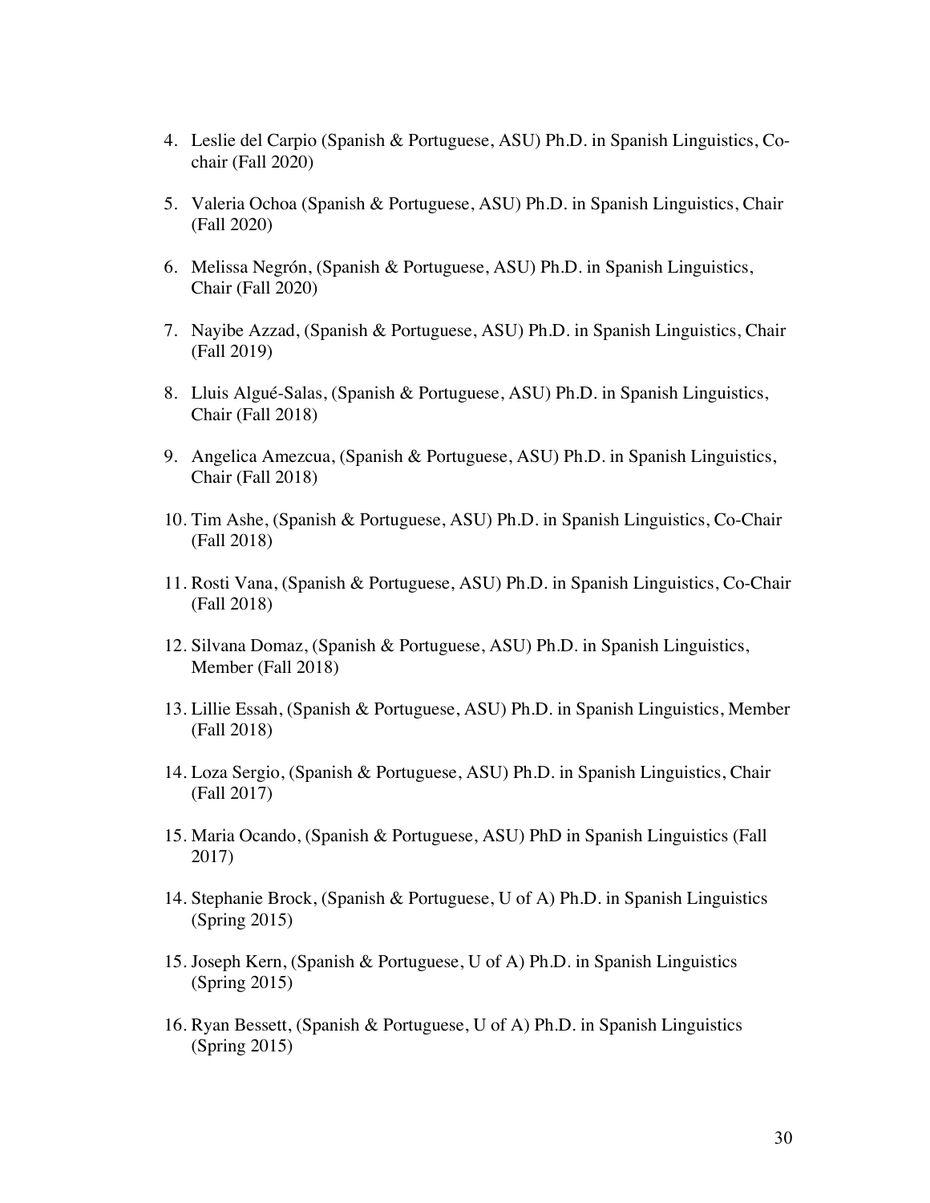4. Leslie del Carpio (Spanish & Portuguese, ASU) Ph.D. in Spanish Linguistics, Co-chair (Fall 2020)

5. Valeria Ochoa (Spanish & Portuguese, ASU) Ph.D. in Spanish Linguistics, Chair (Fall 2020)

6. Melissa Negrón, (Spanish & Portuguese, ASU) Ph.D. in Spanish Linguistics, Chair (Fall 2020)

7. Nayibe Azzad, (Spanish & Portuguese, ASU) Ph.D. in Spanish Linguistics, Chair (Fall 2019)

8. Lluis Algué-Salas, (Spanish & Portuguese, ASU) Ph.D. in Spanish Linguistics, Chair (Fall 2018)

9. Angelica Amezcua, (Spanish & Portuguese, ASU) Ph.D. in Spanish Linguistics, Chair (Fall 2018)

10. Tim Ashe, (Spanish & Portuguese, ASU) Ph.D. in Spanish Linguistics, Co-Chair (Fall 2018)

11. Rosti Vana, (Spanish & Portuguese, ASU) Ph.D. in Spanish Linguistics, Co-Chair (Fall 2018)

12. Silvana Domaz, (Spanish & Portuguese, ASU) Ph.D. in Spanish Linguistics, Member (Fall 2018)

13. Lillie Essah, (Spanish & Portuguese, ASU) Ph.D. in Spanish Linguistics, Member (Fall 2018)

14. Loza Sergio, (Spanish & Portuguese, ASU) Ph.D. in Spanish Linguistics, Chair (Fall 2017)

15. Maria Ocando, (Spanish & Portuguese, ASU) PhD in Spanish Linguistics (Fall 2017)

14. Stephanie Brock, (Spanish & Portuguese, U of A) Ph.D. in Spanish Linguistics (Spring 2015)

15. Joseph Kern, (Spanish & Portuguese, U of A) Ph.D. in Spanish Linguistics (Spring 2015)

16. Ryan Bessett, (Spanish & Portuguese, U of A) Ph.D. in Spanish Linguistics (Spring 2015)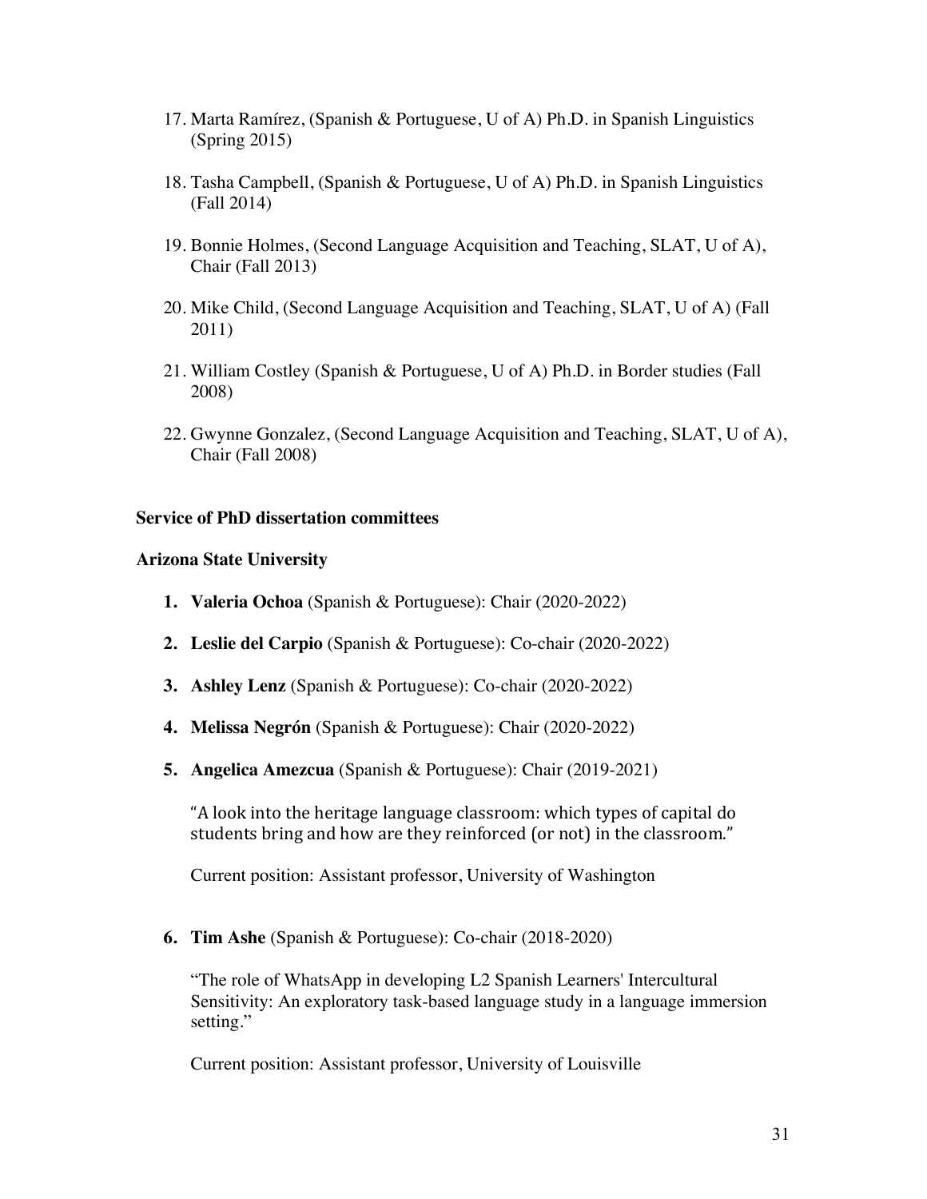17. Marta Ramírez, (Spanish & Portuguese, U of A) Ph.D. in Spanish Linguistics (Spring 2015)

18. Tasha Campbell, (Spanish & Portuguese, U of A) Ph.D. in Spanish Linguistics (Fall 2014)

19. Bonnie Holmes, (Second Language Acquisition and Teaching, SLAT, U of A), Chair (Fall 2013)

20. Mike Child, (Second Language Acquisition and Teaching, SLAT, U of A) (Fall 2011)

21. William Costley (Spanish & Portuguese, U of A) Ph.D. in Border studies (Fall 2008)

22. Gwynne Gonzalez, (Second Language Acquisition and Teaching, SLAT, U of A), Chair (Fall 2008)

**Service of PhD dissertation committees**

**Arizona State University**

1. **Valeria Ochoa** (Spanish & Portuguese): Chair (2020-2022)

2. **Leslie del Carpio** (Spanish & Portuguese): Co-chair (2020-2022)

3. **Ashley Lenz** (Spanish & Portuguese): Co-chair (2020-2022)

4. **Melissa Negrón** (Spanish & Portuguese): Chair (2020-2022)

5. **Angelica Amezcua** (Spanish & Portuguese): Chair (2019-2021)

   "A look into the heritage language classroom: which types of capital do students bring and how are they reinforced (or not) in the classroom."

   Current position: Assistant professor, University of Washington

6. **Tim Ashe** (Spanish & Portuguese): Co-chair (2018-2020)

   "The role of WhatsApp in developing L2 Spanish Learners' Intercultural Sensitivity: An exploratory task-based language study in a language immersion setting."

   Current position: Assistant professor, University of Louisville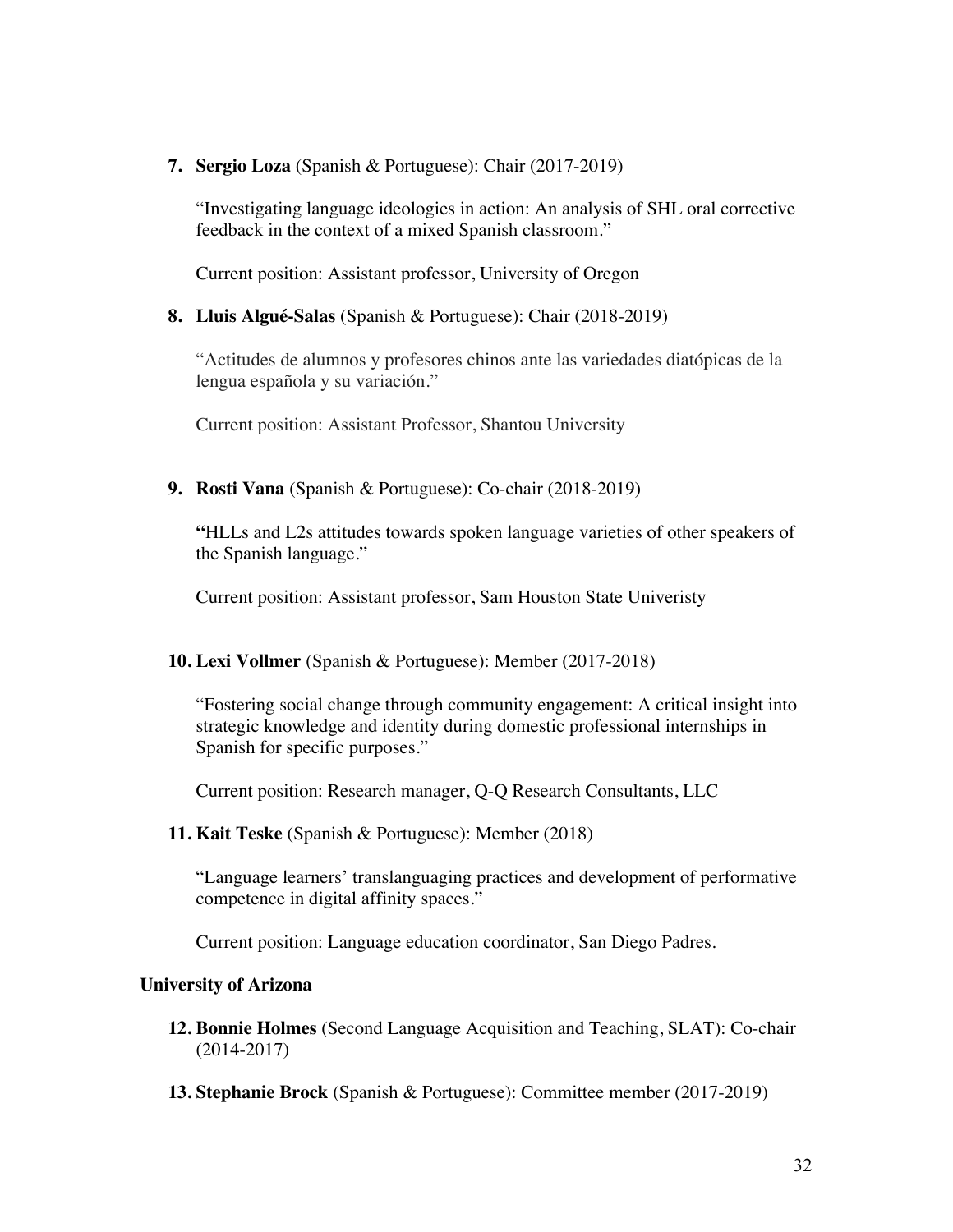7. **Sergio Loza** (Spanish & Portuguese): Chair (2017-2019)

   "Investigating language ideologies in action: An analysis of SHL oral corrective feedback in the context of a mixed Spanish classroom."

   Current position: Assistant professor, University of Oregon

8. **Lluis Algué-Salas** (Spanish & Portuguese): Chair (2018-2019)

   "Actitudes de alumnos y profesores chinos ante las variedades diatópicas de la lengua española y su variación."

   Current position: Assistant Professor, Shantou University

9. **Rosti Vana** (Spanish & Portuguese): Co-chair (2018-2019)

   **"**HLLs and L2s attitudes towards spoken language varieties of other speakers of the Spanish language."

   Current position: Assistant professor, Sam Houston State Univeristy

10. **Lexi Vollmer** (Spanish & Portuguese): Member (2017-2018)

    "Fostering social change through community engagement: A critical insight into strategic knowledge and identity during domestic professional internships in Spanish for specific purposes."

    Current position: Research manager, Q-Q Research Consultants, LLC

11. **Kait Teske** (Spanish & Portuguese): Member (2018)

    "Language learners' translanguaging practices and development of performative competence in digital affinity spaces."

    Current position: Language education coordinator, San Diego Padres.

**University of Arizona**

12. **Bonnie Holmes** (Second Language Acquisition and Teaching, SLAT): Co-chair (2014-2017)

13. **Stephanie Brock** (Spanish & Portuguese): Committee member (2017-2019)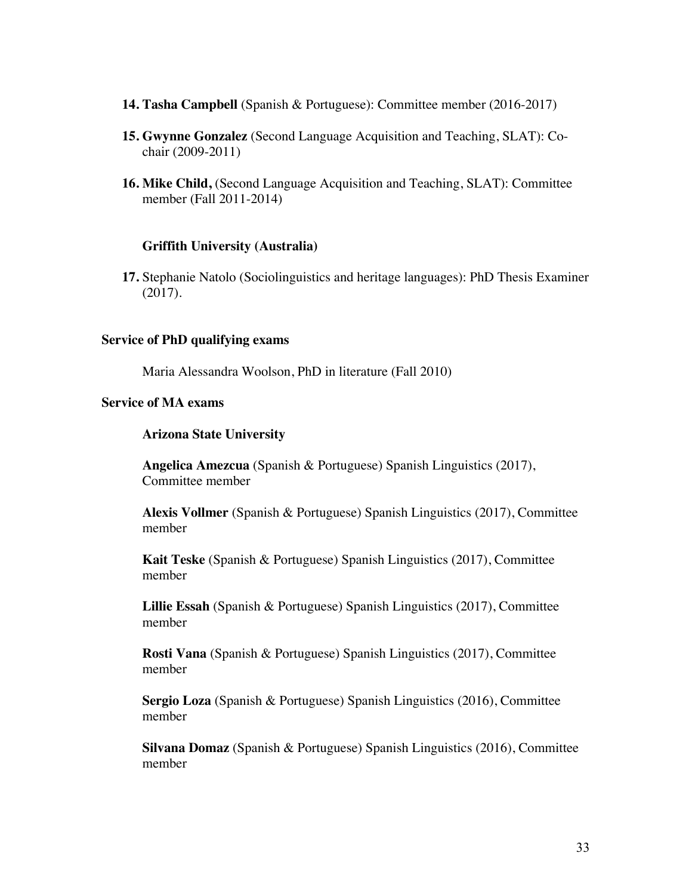14. **Tasha Campbell** (Spanish & Portuguese): Committee member (2016-2017)

15. **Gwynne Gonzalez** (Second Language Acquisition and Teaching, SLAT): Co-chair (2009-2011)

16. **Mike Child,** (Second Language Acquisition and Teaching, SLAT): Committee member (Fall 2011-2014)

**Griffith University (Australia)**

17. Stephanie Natolo (Sociolinguistics and heritage languages): PhD Thesis Examiner (2017).

**Service of PhD qualifying exams**

Maria Alessandra Woolson, PhD in literature (Fall 2010)

**Service of MA exams**

**Arizona State University**

**Angelica Amezcua** (Spanish & Portuguese) Spanish Linguistics (2017), Committee member

**Alexis Vollmer** (Spanish & Portuguese) Spanish Linguistics (2017), Committee member

**Kait Teske** (Spanish & Portuguese) Spanish Linguistics (2017), Committee member

**Lillie Essah** (Spanish & Portuguese) Spanish Linguistics (2017), Committee member

**Rosti Vana** (Spanish & Portuguese) Spanish Linguistics (2017), Committee member

**Sergio Loza** (Spanish & Portuguese) Spanish Linguistics (2016), Committee member

**Silvana Domaz** (Spanish & Portuguese) Spanish Linguistics (2016), Committee member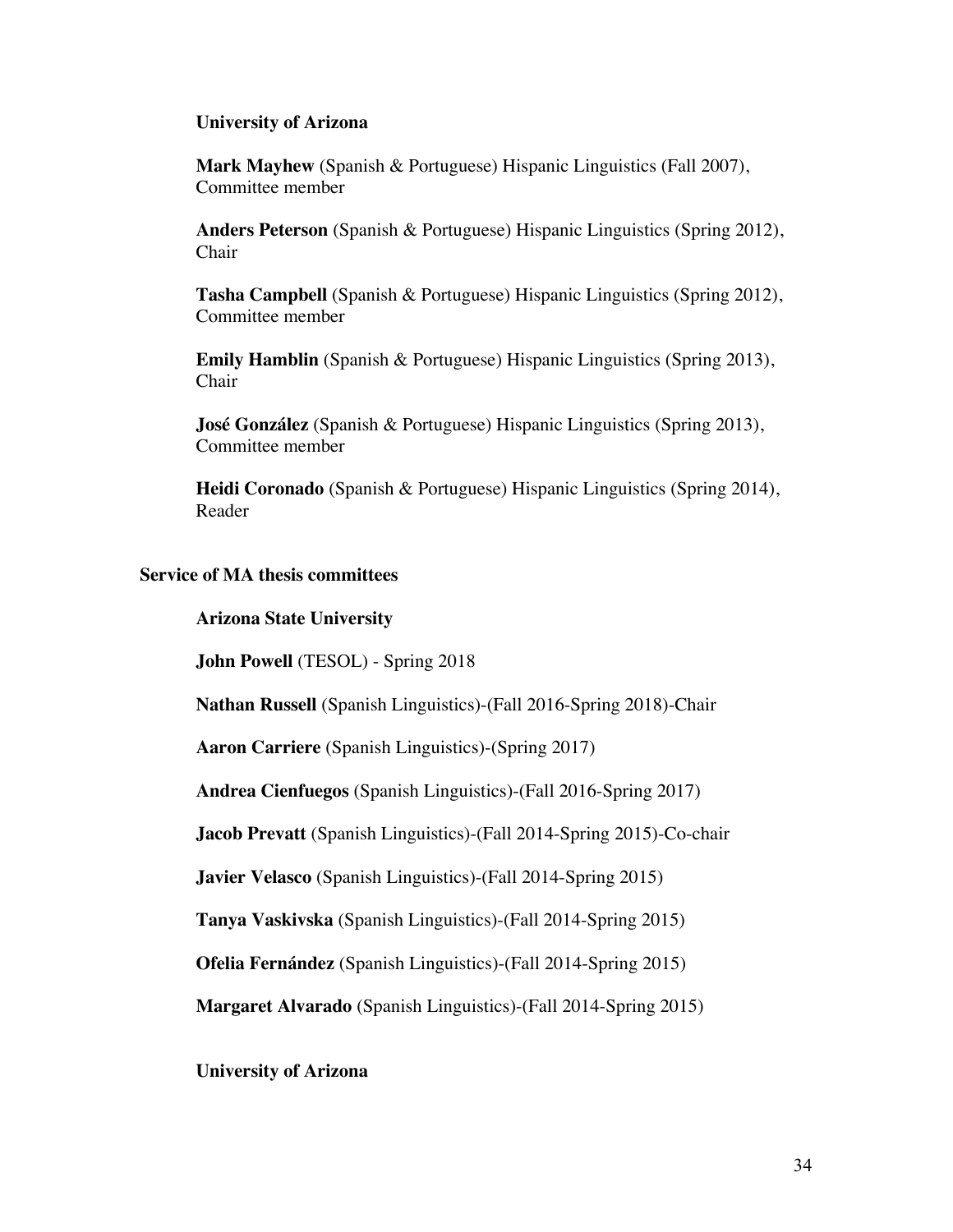**University of Arizona**

**Mark Mayhew** (Spanish & Portuguese) Hispanic Linguistics (Fall 2007), Committee member

**Anders Peterson** (Spanish & Portuguese) Hispanic Linguistics (Spring 2012), Chair

**Tasha Campbell** (Spanish & Portuguese) Hispanic Linguistics (Spring 2012), Committee member

**Emily Hamblin** (Spanish & Portuguese) Hispanic Linguistics (Spring 2013), Chair

**José González** (Spanish & Portuguese) Hispanic Linguistics (Spring 2013), Committee member

**Heidi Coronado** (Spanish & Portuguese) Hispanic Linguistics (Spring 2014), Reader

**Service of MA thesis committees**

**Arizona State University**

**John Powell** (TESOL) - Spring 2018

**Nathan Russell** (Spanish Linguistics)-(Fall 2016-Spring 2018)-Chair

**Aaron Carriere** (Spanish Linguistics)-(Spring 2017)

**Andrea Cienfuegos** (Spanish Linguistics)-(Fall 2016-Spring 2017)

**Jacob Prevatt** (Spanish Linguistics)-(Fall 2014-Spring 2015)-Co-chair

**Javier Velasco** (Spanish Linguistics)-(Fall 2014-Spring 2015)

**Tanya Vaskivska** (Spanish Linguistics)-(Fall 2014-Spring 2015)

**Ofelia Fernández** (Spanish Linguistics)-(Fall 2014-Spring 2015)

**Margaret Alvarado** (Spanish Linguistics)-(Fall 2014-Spring 2015)

**University of Arizona**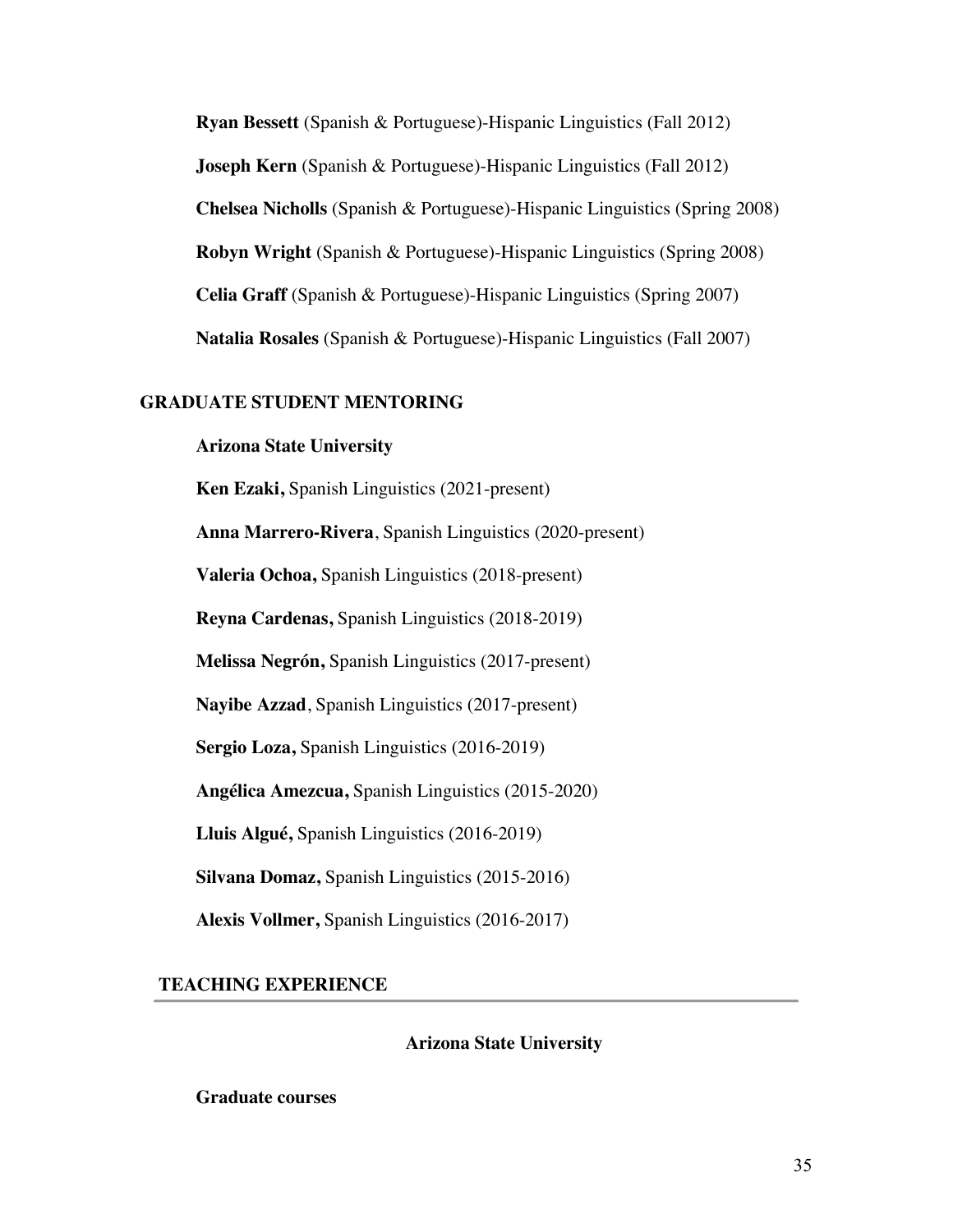**Ryan Bessett** (Spanish & Portuguese)-Hispanic Linguistics (Fall 2012)

**Joseph Kern** (Spanish & Portuguese)-Hispanic Linguistics (Fall 2012)

**Chelsea Nicholls** (Spanish & Portuguese)-Hispanic Linguistics (Spring 2008)

**Robyn Wright** (Spanish & Portuguese)-Hispanic Linguistics (Spring 2008)

**Celia Graff** (Spanish & Portuguese)-Hispanic Linguistics (Spring 2007)

**Natalia Rosales** (Spanish & Portuguese)-Hispanic Linguistics (Fall 2007)

## GRADUATE STUDENT MENTORING

**Arizona State University**

**Ken Ezaki,** Spanish Linguistics (2021-present)

**Anna Marrero-Rivera**, Spanish Linguistics (2020-present)

**Valeria Ochoa,** Spanish Linguistics (2018-present)

**Reyna Cardenas,** Spanish Linguistics (2018-2019)

**Melissa Negrón,** Spanish Linguistics (2017-present)

**Nayibe Azzad**, Spanish Linguistics (2017-present)

**Sergio Loza,** Spanish Linguistics (2016-2019)

**Angélica Amezcua,** Spanish Linguistics (2015-2020)

**Lluis Algué,** Spanish Linguistics (2016-2019)

**Silvana Domaz,** Spanish Linguistics (2015-2016)

**Alexis Vollmer,** Spanish Linguistics (2016-2017)

## TEACHING EXPERIENCE

**Arizona State University**

**Graduate courses**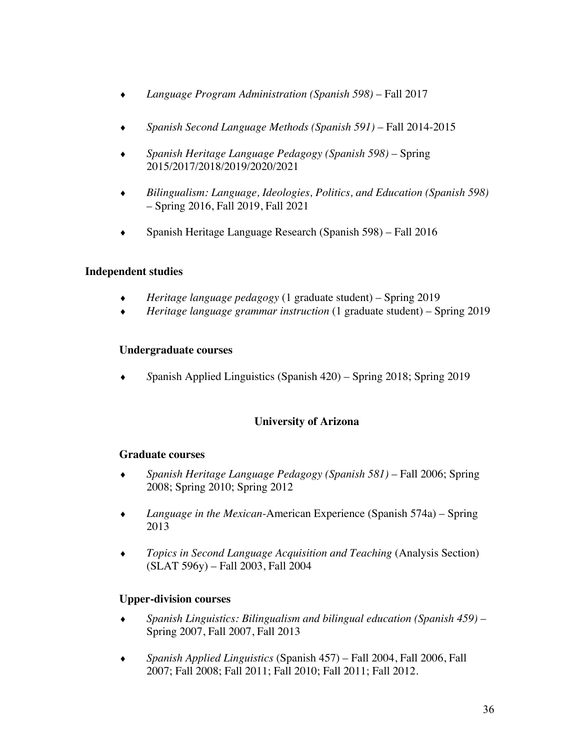- *Language Program Administration (Spanish 598)* – Fall 2017

- *Spanish Second Language Methods (Spanish 591)* – Fall 2014-2015

- *Spanish Heritage Language Pedagogy (Spanish 598)* – Spring 2015/2017/2018/2019/2020/2021

- *Bilingualism: Language, Ideologies, Politics, and Education (Spanish 598)* – Spring 2016, Fall 2019, Fall 2021

- Spanish Heritage Language Research (Spanish 598) – Fall 2016

**Independent studies**

- *Heritage language pedagogy* (1 graduate student) – Spring 2019
- *Heritage language grammar instruction* (1 graduate student) – Spring 2019

**Undergraduate courses**

- *S*panish Applied Linguistics (Spanish 420) – Spring 2018; Spring 2019

**University of Arizona**

**Graduate courses**

- *Spanish Heritage Language Pedagogy (Spanish 581)* – Fall 2006; Spring 2008; Spring 2010; Spring 2012

- *Language in the Mexican-*American Experience (Spanish 574a) – Spring 2013

- *Topics in Second Language Acquisition and Teaching* (Analysis Section) (SLAT 596y) – Fall 2003, Fall 2004

**Upper-division courses**

- *Spanish Linguistics: Bilingualism and bilingual education (Spanish 459)* – Spring 2007, Fall 2007, Fall 2013

- *Spanish Applied Linguistics* (Spanish 457) – Fall 2004, Fall 2006, Fall 2007; Fall 2008; Fall 2011; Fall 2010; Fall 2011; Fall 2012.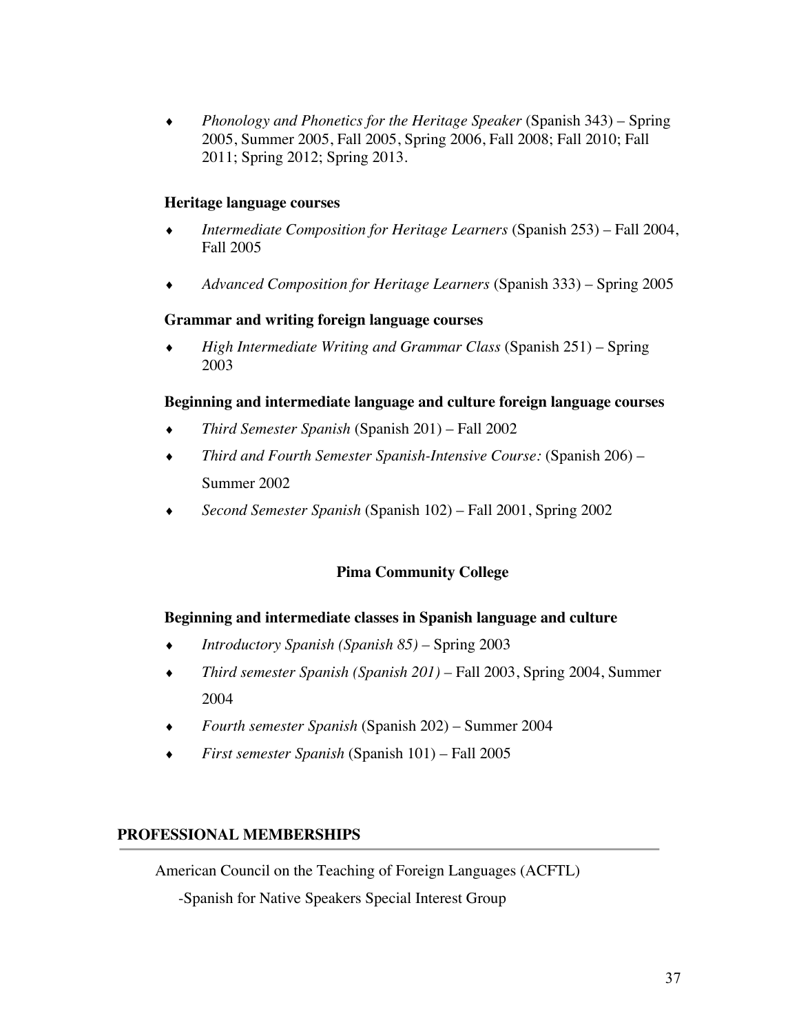- *Phonology and Phonetics for the Heritage Speaker* (Spanish 343) – Spring 2005, Summer 2005, Fall 2005, Spring 2006, Fall 2008; Fall 2010; Fall 2011; Spring 2012; Spring 2013.

**Heritage language courses**

- *Intermediate Composition for Heritage Learners* (Spanish 253) – Fall 2004, Fall 2005
- *Advanced Composition for Heritage Learners* (Spanish 333) – Spring 2005

**Grammar and writing foreign language courses**

- *High Intermediate Writing and Grammar Class* (Spanish 251) – Spring 2003

**Beginning and intermediate language and culture foreign language courses**

- *Third Semester Spanish* (Spanish 201) – Fall 2002
- *Third and Fourth Semester Spanish-Intensive Course:* (Spanish 206) – Summer 2002
- *Second Semester Spanish* (Spanish 102) – Fall 2001, Spring 2002

**Pima Community College**

**Beginning and intermediate classes in Spanish language and culture**

- *Introductory Spanish (Spanish 85)* – Spring 2003
- *Third semester Spanish (Spanish 201)* – Fall 2003, Spring 2004, Summer 2004
- *Fourth semester Spanish* (Spanish 202) – Summer 2004
- *First semester Spanish* (Spanish 101) – Fall 2005

## PROFESSIONAL MEMBERSHIPS

American Council on the Teaching of Foreign Languages (ACFTL)

-Spanish for Native Speakers Special Interest Group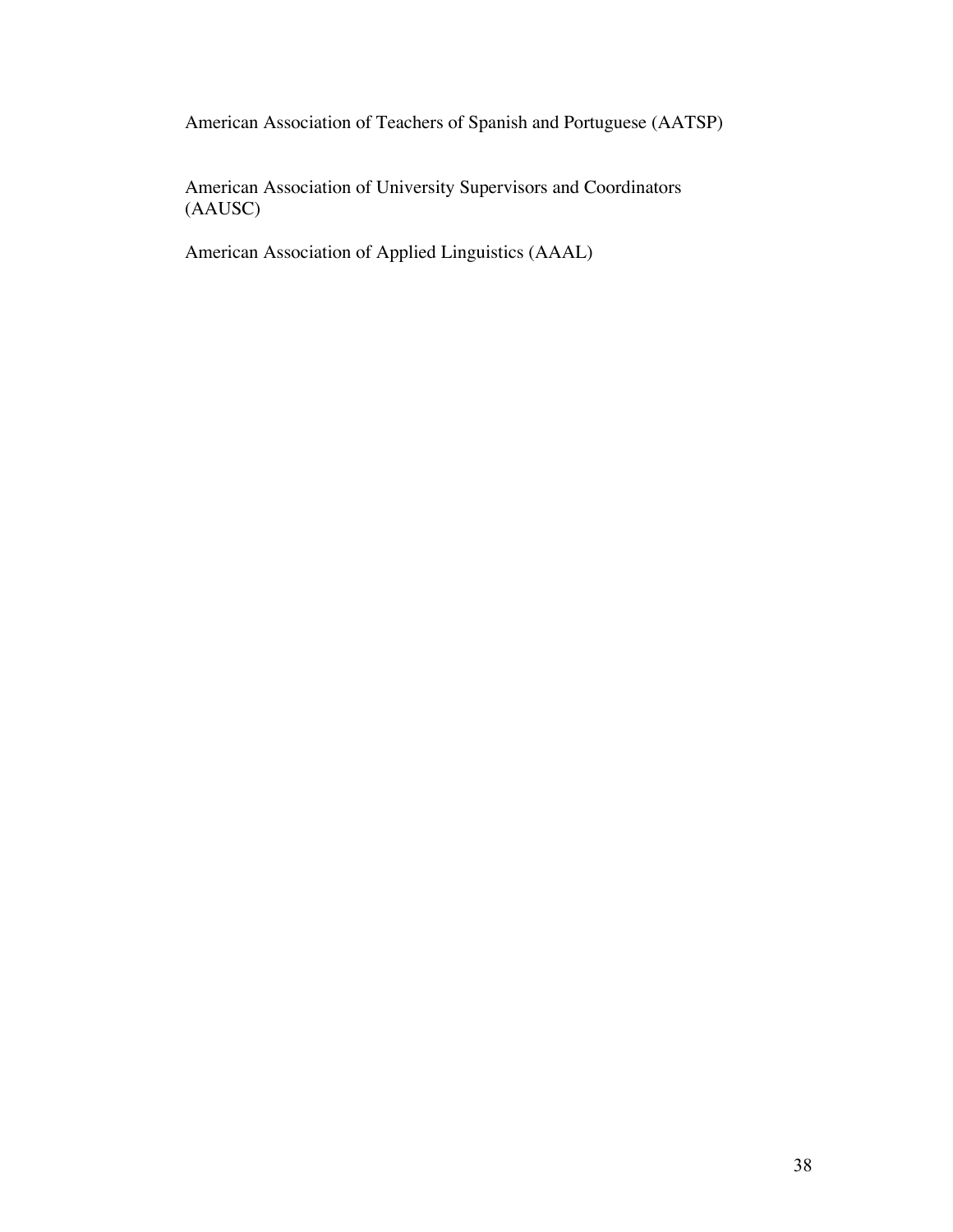American Association of Teachers of Spanish and Portuguese (AATSP)

American Association of University Supervisors and Coordinators (AAUSC)

American Association of Applied Linguistics (AAAL)